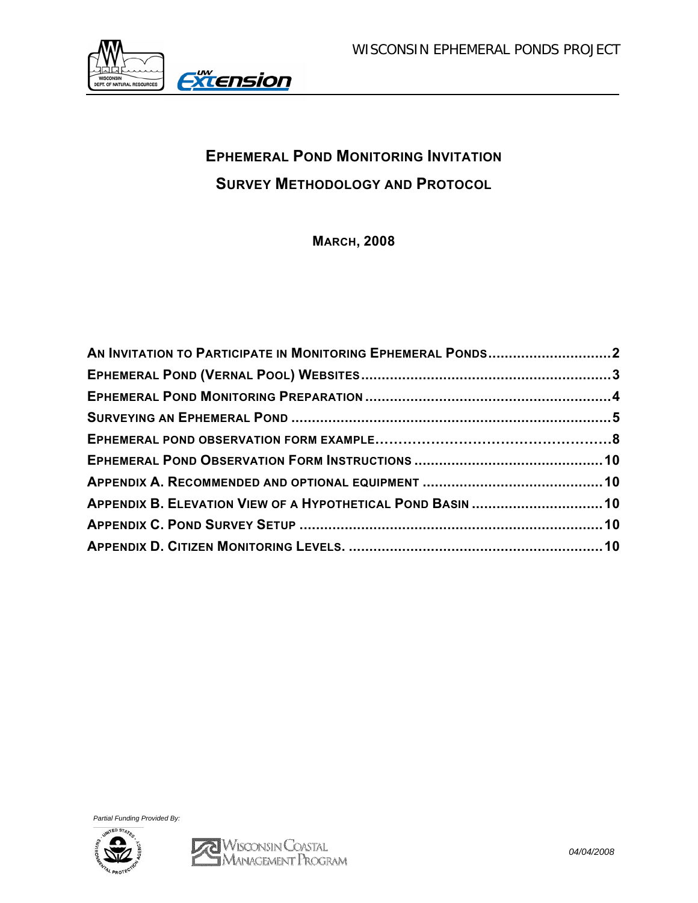WISCONSIN EPHEMERAL PONDS PROJECT

# EPHEMERAL POND MONITORING INVITATION

# SURVEY METHODOLOGY AND PROTOCOL

**MARCH, 2008**

**AN INVITATION TO PARTICIPATE IN MONITORING EPHEMERAL PONDS .............................2**
**EPHEMERAL POND (VERNAL POOL) WEBSITES .............................................................3**
**EPHEMERAL POND MONITORING PREPARATION ...........................................................4**
**SURVEYING AN EPHEMERAL POND .............................................................................5**
**EPHEMERAL POND OBSERVATION FORM EXAMPLE.....................................................8**
**EPHEMERAL POND OBSERVATION FORM INSTRUCTIONS .............................................10**
**APPENDIX A. RECOMMENDED AND OPTIONAL EQUIPMENT ...........................................10**
**APPENDIX B. ELEVATION VIEW OF A HYPOTHETICAL POND BASIN ................................10**
**APPENDIX C. POND SURVEY SETUP ........................................................................10**
**APPENDIX D. CITIZEN MONITORING LEVELS. .............................................................10**

*Partial Funding Provided By:*

Wisconsin Coastal Management Program

*04/04/2008*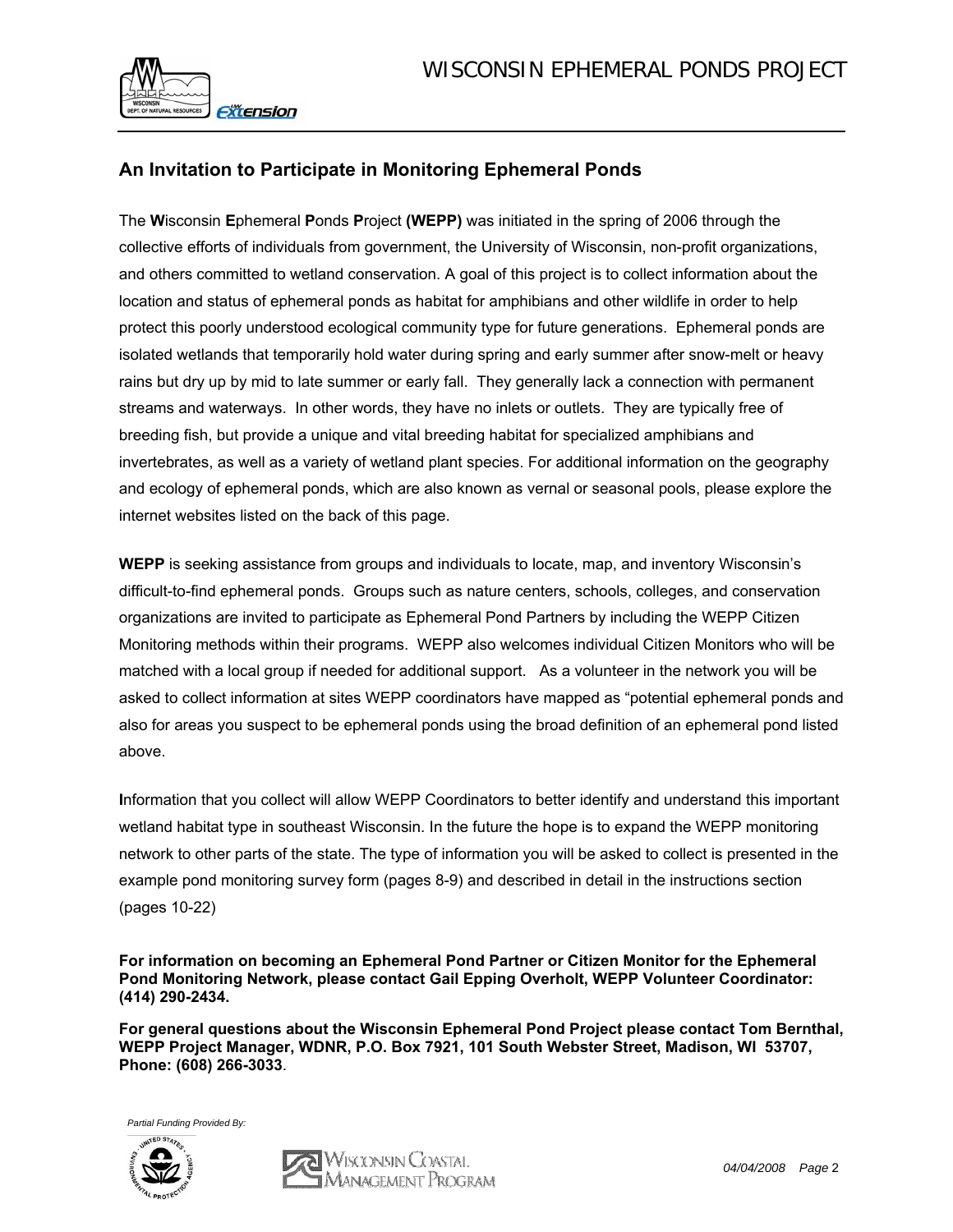## An Invitation to Participate in Monitoring Ephemeral Ponds

The **W**isconsin **E**phemeral **P**onds **P**roject **(WEPP)** was initiated in the spring of 2006 through the collective efforts of individuals from government, the University of Wisconsin, non-profit organizations, and others committed to wetland conservation. A goal of this project is to collect information about the location and status of ephemeral ponds as habitat for amphibians and other wildlife in order to help protect this poorly understood ecological community type for future generations. Ephemeral ponds are isolated wetlands that temporarily hold water during spring and early summer after snow-melt or heavy rains but dry up by mid to late summer or early fall. They generally lack a connection with permanent streams and waterways. In other words, they have no inlets or outlets. They are typically free of breeding fish, but provide a unique and vital breeding habitat for specialized amphibians and invertebrates, as well as a variety of wetland plant species. For additional information on the geography and ecology of ephemeral ponds, which are also known as vernal or seasonal pools, please explore the internet websites listed on the back of this page.

**WEPP** is seeking assistance from groups and individuals to locate, map, and inventory Wisconsin's difficult-to-find ephemeral ponds. Groups such as nature centers, schools, colleges, and conservation organizations are invited to participate as Ephemeral Pond Partners by including the WEPP Citizen Monitoring methods within their programs. WEPP also welcomes individual Citizen Monitors who will be matched with a local group if needed for additional support. As a volunteer in the network you will be asked to collect information at sites WEPP coordinators have mapped as "potential ephemeral ponds and also for areas you suspect to be ephemeral ponds using the broad definition of an ephemeral pond listed above.

**I**nformation that you collect will allow WEPP Coordinators to better identify and understand this important wetland habitat type in southeast Wisconsin. In the future the hope is to expand the WEPP monitoring network to other parts of the state. The type of information you will be asked to collect is presented in the example pond monitoring survey form (pages 8-9) and described in detail in the instructions section (pages 10-22)

**For information on becoming an Ephemeral Pond Partner or Citizen Monitor for the Ephemeral Pond Monitoring Network, please contact Gail Epping Overholt, WEPP Volunteer Coordinator: (414) 290-2434.**

**For general questions about the Wisconsin Ephemeral Pond Project please contact Tom Bernthal, WEPP Project Manager, WDNR, P.O. Box 7921, 101 South Webster Street, Madison, WI 53707, Phone: (608) 266-3033**.

*Partial Funding Provided By:*

Wisconsin Coastal Management Program

*04/04/2008*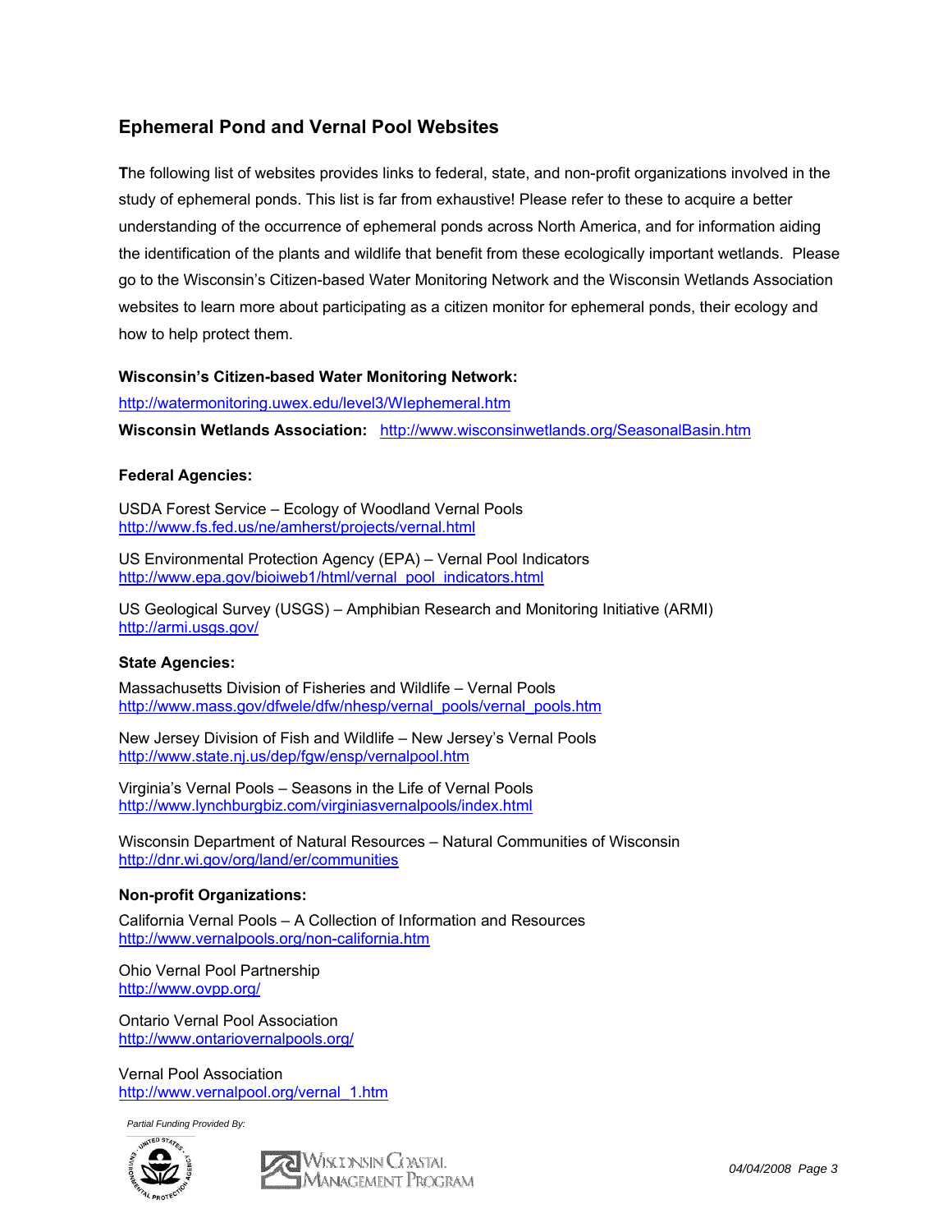## Ephemeral Pond and Vernal Pool Websites

The following list of websites provides links to federal, state, and non-profit organizations involved in the study of ephemeral ponds. This list is far from exhaustive! Please refer to these to acquire a better understanding of the occurrence of ephemeral ponds across North America, and for information aiding the identification of the plants and wildlife that benefit from these ecologically important wetlands. Please go to the Wisconsin's Citizen-based Water Monitoring Network and the Wisconsin Wetlands Association websites to learn more about participating as a citizen monitor for ephemeral ponds, their ecology and how to help protect them.

**Wisconsin's Citizen-based Water Monitoring Network:**

http://watermonitoring.uwex.edu/level3/WIephemeral.htm

**Wisconsin Wetlands Association:** http://www.wisconsinwetlands.org/SeasonalBasin.htm

**Federal Agencies:**

USDA Forest Service – Ecology of Woodland Vernal Pools
http://www.fs.fed.us/ne/amherst/projects/vernal.html

US Environmental Protection Agency (EPA) – Vernal Pool Indicators
http://www.epa.gov/bioiweb1/html/vernal_pool_indicators.html

US Geological Survey (USGS) – Amphibian Research and Monitoring Initiative (ARMI)
http://armi.usgs.gov/

**State Agencies:**

Massachusetts Division of Fisheries and Wildlife – Vernal Pools
http://www.mass.gov/dfwele/dfw/nhesp/vernal_pools/vernal_pools.htm

New Jersey Division of Fish and Wildlife – New Jersey's Vernal Pools
http://www.state.nj.us/dep/fgw/ensp/vernalpool.htm

Virginia's Vernal Pools – Seasons in the Life of Vernal Pools
http://www.lynchburgbiz.com/virginiasvernalpools/index.html

Wisconsin Department of Natural Resources – Natural Communities of Wisconsin
http://dnr.wi.gov/org/land/er/communities

**Non-profit Organizations:**

California Vernal Pools – A Collection of Information and Resources
http://www.vernalpools.org/non-california.htm

Ohio Vernal Pool Partnership
http://www.ovpp.org/

Ontario Vernal Pool Association
http://www.ontariovernalpools.org/

Vernal Pool Association
http://www.vernalpool.org/vernal_1.htm

*Partial Funding Provided By:*

Wisconsin Coastal Management Program

*04/04/2008*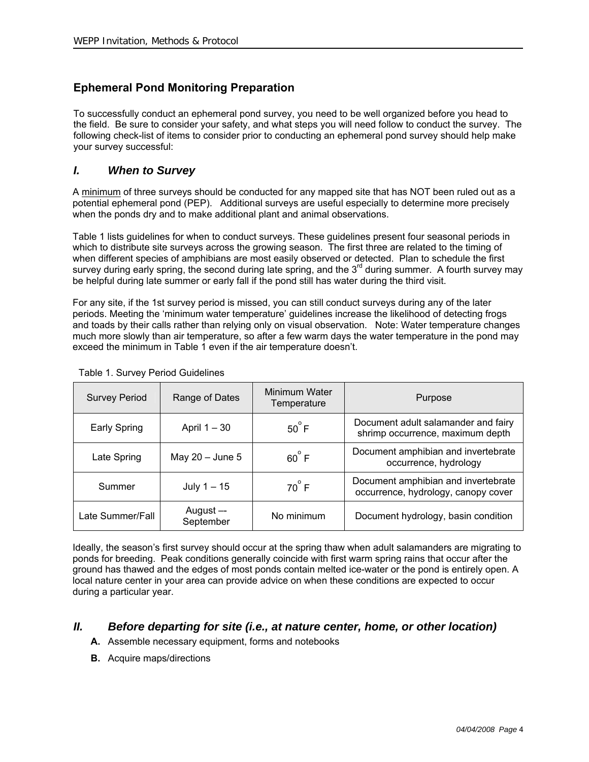## Ephemeral Pond Monitoring Preparation

To successfully conduct an ephemeral pond survey, you need to be well organized before you head to the field. Be sure to consider your safety, and what steps you will need follow to conduct the survey. The following check-list of items to consider prior to conducting an ephemeral pond survey should help make your survey successful:

### *I. When to Survey*

A minimum of three surveys should be conducted for any mapped site that has NOT been ruled out as a potential ephemeral pond (PEP). Additional surveys are useful especially to determine more precisely when the ponds dry and to make additional plant and animal observations.

Table 1 lists guidelines for when to conduct surveys. These guidelines present four seasonal periods in which to distribute site surveys across the growing season. The first three are related to the timing of when different species of amphibians are most easily observed or detected. Plan to schedule the first survey during early spring, the second during late spring, and the 3rd during summer. A fourth survey may be helpful during late summer or early fall if the pond still has water during the third visit.

For any site, if the 1st survey period is missed, you can still conduct surveys during any of the later periods. Meeting the 'minimum water temperature' guidelines increase the likelihood of detecting frogs and toads by their calls rather than relying only on visual observation. Note: Water temperature changes much more slowly than air temperature, so after a few warm days the water temperature in the pond may exceed the minimum in Table 1 even if the air temperature doesn't.

Table 1. Survey Period Guidelines

| Survey Period | Range of Dates | Minimum Water Temperature | Purpose |
|---|---|---|---|
| Early Spring | April 1 – 30 | 50° F | Document adult salamander and fairy shrimp occurrence, maximum depth |
| Late Spring | May 20 – June 5 | 60° F | Document amphibian and invertebrate occurrence, hydrology |
| Summer | July 1 – 15 | 70° F | Document amphibian and invertebrate occurrence, hydrology, canopy cover |
| Late Summer/Fall | August –- September | No minimum | Document hydrology, basin condition |

Ideally, the season's first survey should occur at the spring thaw when adult salamanders are migrating to ponds for breeding. Peak conditions generally coincide with first warm spring rains that occur after the ground has thawed and the edges of most ponds contain melted ice-water or the pond is entirely open. A local nature center in your area can provide advice on when these conditions are expected to occur during a particular year.

### *II. Before departing for site (i.e., at nature center, home, or other location)*

- **A.** Assemble necessary equipment, forms and notebooks
- **B.** Acquire maps/directions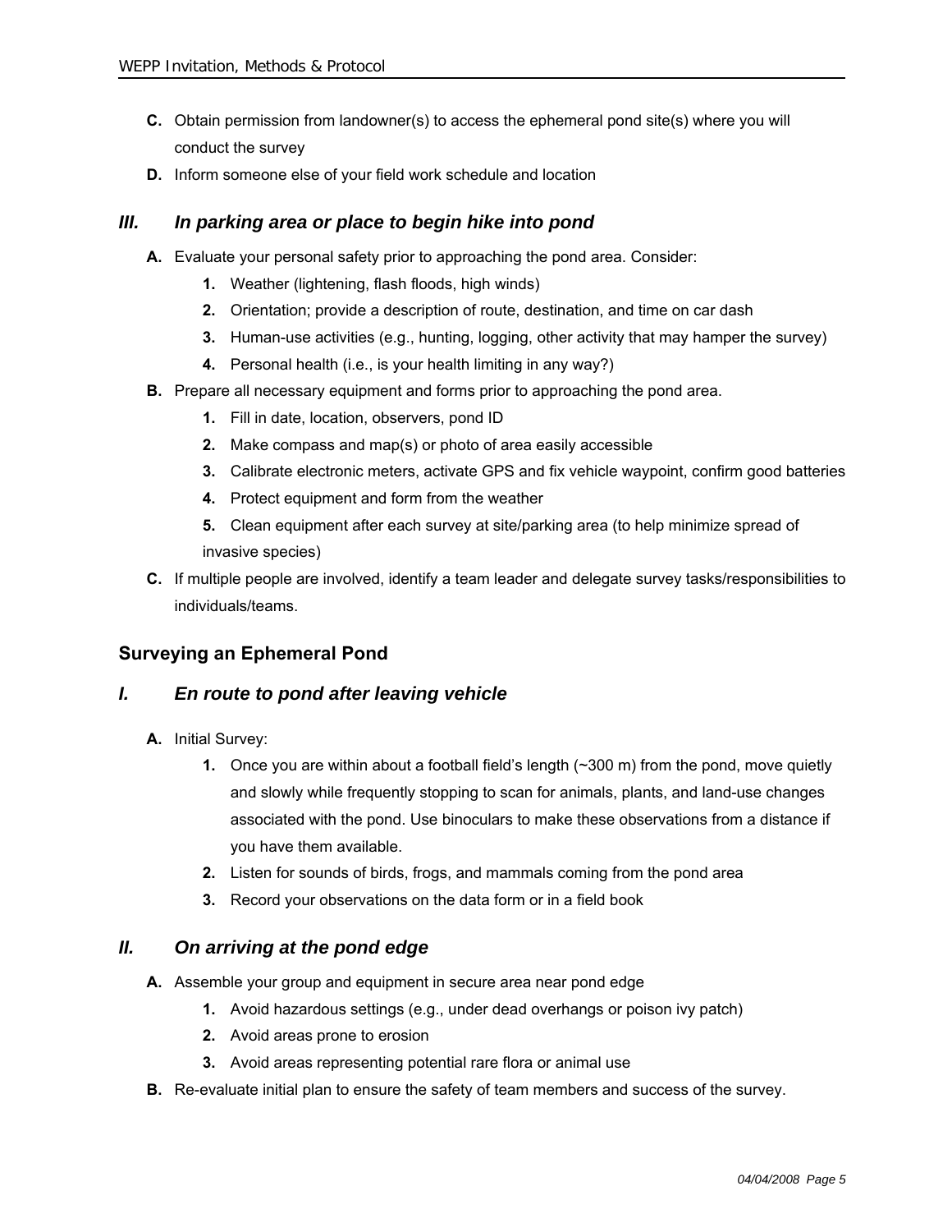**C.** Obtain permission from landowner(s) to access the ephemeral pond site(s) where you will conduct the survey

**D.** Inform someone else of your field work schedule and location

### *III. In parking area or place to begin hike into pond*

**A.** Evaluate your personal safety prior to approaching the pond area. Consider:

1. Weather (lightening, flash floods, high winds)
2. Orientation; provide a description of route, destination, and time on car dash
3. Human-use activities (e.g., hunting, logging, other activity that may hamper the survey)
4. Personal health (i.e., is your health limiting in any way?)

**B.** Prepare all necessary equipment and forms prior to approaching the pond area.

1. Fill in date, location, observers, pond ID
2. Make compass and map(s) or photo of area easily accessible
3. Calibrate electronic meters, activate GPS and fix vehicle waypoint, confirm good batteries
4. Protect equipment and form from the weather
5. Clean equipment after each survey at site/parking area (to help minimize spread of invasive species)

**C.** If multiple people are involved, identify a team leader and delegate survey tasks/responsibilities to individuals/teams.

## Surveying an Ephemeral Pond

### *I. En route to pond after leaving vehicle*

**A.** Initial Survey:

1. Once you are within about a football field's length (~300 m) from the pond, move quietly and slowly while frequently stopping to scan for animals, plants, and land-use changes associated with the pond. Use binoculars to make these observations from a distance if you have them available.
2. Listen for sounds of birds, frogs, and mammals coming from the pond area
3. Record your observations on the data form or in a field book

### *II. On arriving at the pond edge*

**A.** Assemble your group and equipment in secure area near pond edge

1. Avoid hazardous settings (e.g., under dead overhangs or poison ivy patch)
2. Avoid areas prone to erosion
3. Avoid areas representing potential rare flora or animal use

**B.** Re-evaluate initial plan to ensure the safety of team members and success of the survey.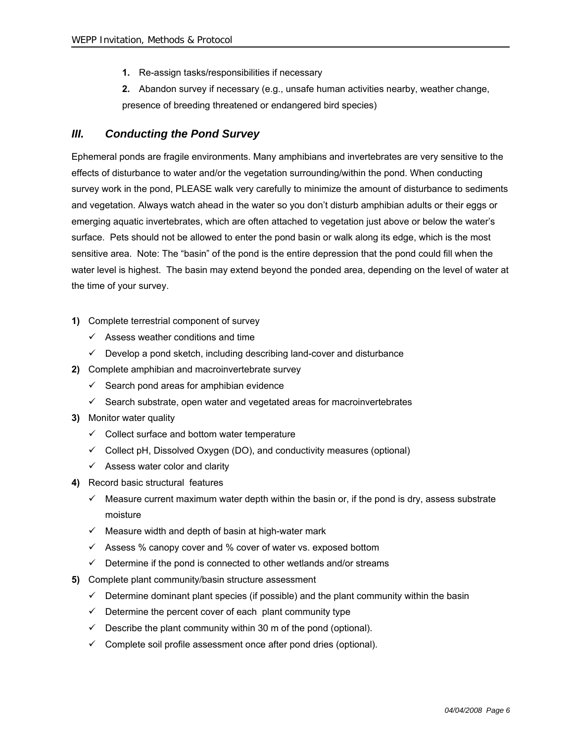1. Re-assign tasks/responsibilities if necessary
2. Abandon survey if necessary (e.g., unsafe human activities nearby, weather change, presence of breeding threatened or endangered bird species)

## *III. Conducting the Pond Survey*

Ephemeral ponds are fragile environments. Many amphibians and invertebrates are very sensitive to the effects of disturbance to water and/or the vegetation surrounding/within the pond. When conducting survey work in the pond, PLEASE walk very carefully to minimize the amount of disturbance to sediments and vegetation. Always watch ahead in the water so you don't disturb amphibian adults or their eggs or emerging aquatic invertebrates, which are often attached to vegetation just above or below the water's surface. Pets should not be allowed to enter the pond basin or walk along its edge, which is the most sensitive area. Note: The "basin" of the pond is the entire depression that the pond could fill when the water level is highest. The basin may extend beyond the ponded area, depending on the level of water at the time of your survey.

**1)** Complete terrestrial component of survey
- ✓ Assess weather conditions and time
- ✓ Develop a pond sketch, including describing land-cover and disturbance

**2)** Complete amphibian and macroinvertebrate survey
- ✓ Search pond areas for amphibian evidence
- ✓ Search substrate, open water and vegetated areas for macroinvertebrates

**3)** Monitor water quality
- ✓ Collect surface and bottom water temperature
- ✓ Collect pH, Dissolved Oxygen (DO), and conductivity measures (optional)
- ✓ Assess water color and clarity

**4)** Record basic structural features
- ✓ Measure current maximum water depth within the basin or, if the pond is dry, assess substrate moisture
- ✓ Measure width and depth of basin at high-water mark
- ✓ Assess % canopy cover and % cover of water vs. exposed bottom
- ✓ Determine if the pond is connected to other wetlands and/or streams

**5)** Complete plant community/basin structure assessment
- ✓ Determine dominant plant species (if possible) and the plant community within the basin
- ✓ Determine the percent cover of each plant community type
- ✓ Describe the plant community within 30 m of the pond (optional).
- ✓ Complete soil profile assessment once after pond dries (optional).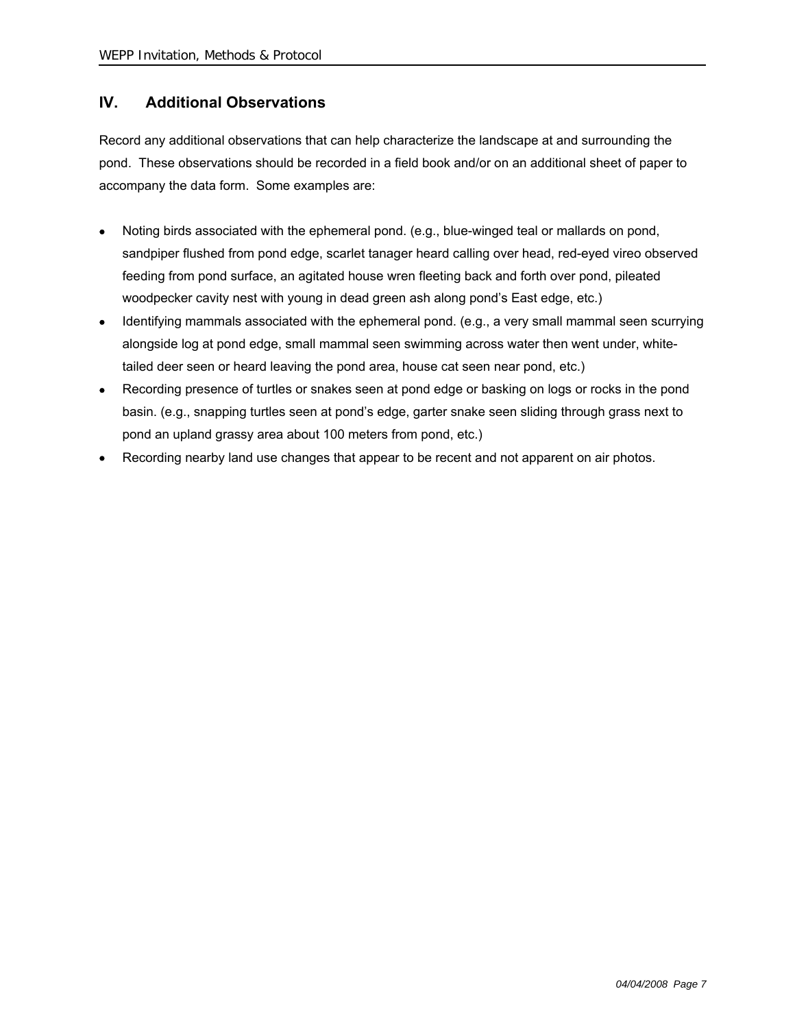## IV. Additional Observations

Record any additional observations that can help characterize the landscape at and surrounding the pond. These observations should be recorded in a field book and/or on an additional sheet of paper to accompany the data form. Some examples are:

- Noting birds associated with the ephemeral pond. (e.g., blue-winged teal or mallards on pond, sandpiper flushed from pond edge, scarlet tanager heard calling over head, red-eyed vireo observed feeding from pond surface, an agitated house wren fleeting back and forth over pond, pileated woodpecker cavity nest with young in dead green ash along pond's East edge, etc.)
- Identifying mammals associated with the ephemeral pond. (e.g., a very small mammal seen scurrying alongside log at pond edge, small mammal seen swimming across water then went under, white-tailed deer seen or heard leaving the pond area, house cat seen near pond, etc.)
- Recording presence of turtles or snakes seen at pond edge or basking on logs or rocks in the pond basin. (e.g., snapping turtles seen at pond's edge, garter snake seen sliding through grass next to pond an upland grassy area about 100 meters from pond, etc.)
- Recording nearby land use changes that appear to be recent and not apparent on air photos.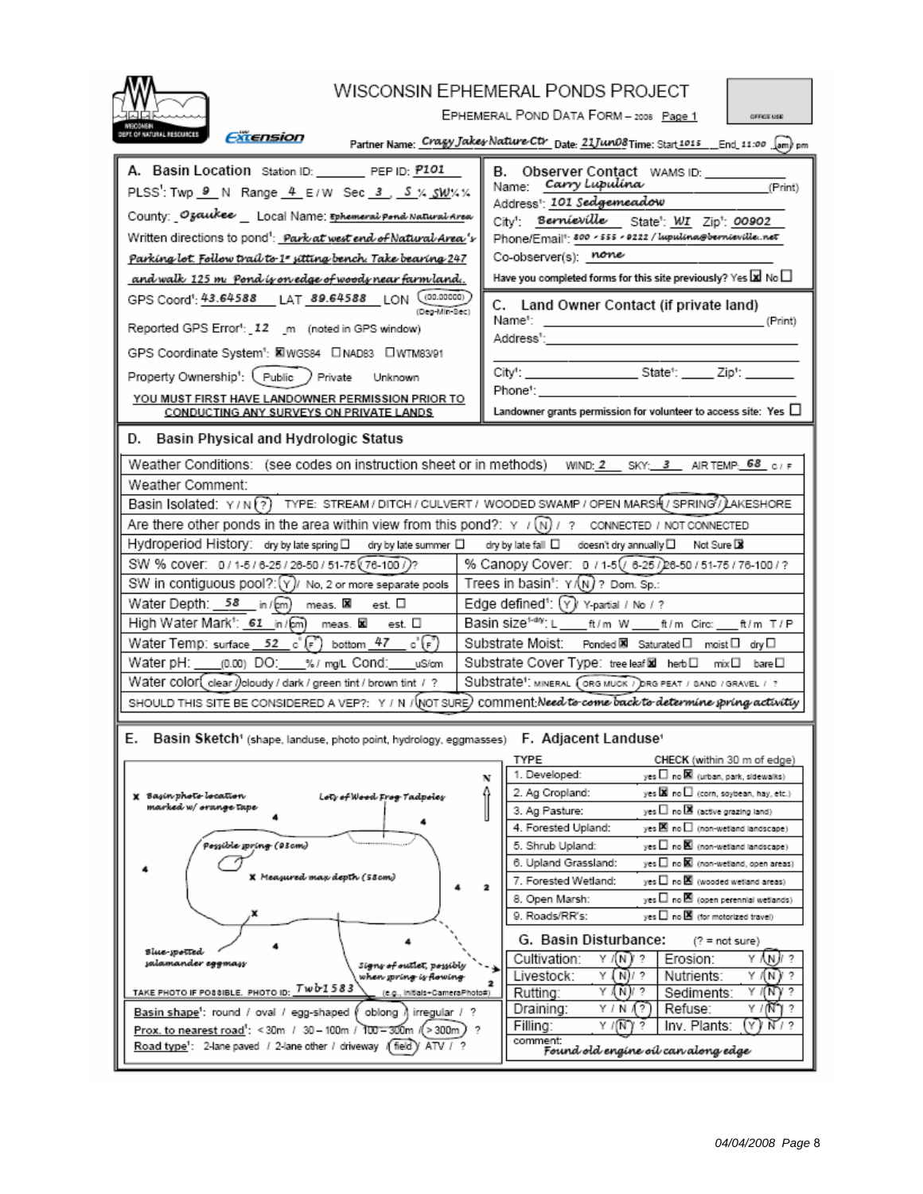# WISCONSIN EPHEMERAL PONDS PROJECT

EPHEMERAL POND DATA FORM – 2008 Page 1

OFFICE USE

WISCONSIN DEPT. OF NATURAL RESOURCES — UW Extension

Partner Name: *Crazy Jakes Nature Ctr* Date: *21Jun08* Time: Start *1015* End *11:00* (am) pm

## A. Basin Location

Station ID: ________ PEP ID: *P101*

PLSS[1]: Twp *9* N Range *4* E / W Sec *3*, *S* ¼ *SW* ¼ ¼

County: *Ozaukee* Local Name: *Ephemeral Pond Natural Area*

Written directions to pond[1]: *Park at west end of Natural Area's Parking lot. Follow trail to 1st sitting bench. Take bearing 247 and walk 125 m. Pond is on edge of woods near farmland.*

GPS Coord[1]: *43.64588* LAT *89.64588* LON (00.00000) (Deg-Min-Sec)

Reported GPS Error[1]: *12* m (noted in GPS window)

GPS Coordinate System[1]: ☒ WGS84 ☐ NAD83 ☐ WTM83/91

Property Ownership[1]: (Public) Private Unknown

**YOU MUST FIRST HAVE LANDOWNER PERMISSION PRIOR TO CONDUCTING ANY SURVEYS ON PRIVATE LANDS**

## B. Observer Contact

WAMS ID: ________

Name: *Carry Lupulina* (Print)

Address[1]: *101 Sedgemeadow*

City[1]: *Bernieville* State[1]: *WI* Zip[1]: *00902*

Phone/Email[1]: *800 - 555 - 0222 / lupulina@bernieville..net*

Co-observer(s): *none*

Have you completed forms for this site previously? Yes ☒ No ☐

## C. Land Owner Contact (if private land)

Name[1]: ________ (Print)

Address[1]: ________

City[1]: ________ State[1]: ____ Zip[1]: ____

Phone[1]: ________

Landowner grants permission for volunteer to access site: Yes ☐

## D. Basin Physical and Hydrologic Status

Weather Conditions: (see codes on instruction sheet or in methods) WIND: *2* SKY: *3* AIR TEMP *68* c / F

Weather Comment:

Basin Isolated: Y / N / (?) TYPE: STREAM / DITCH / CULVERT / WOODED SWAMP / OPEN MARSH / (SPRING?) / LAKESHORE

Are there other ponds in the area within view from this pond?: Y / (N) / ? CONNECTED / NOT CONNECTED

Hydroperiod History: dry by late spring ☐ dry by late summer ☐ dry by late fall ☐ doesn't dry annually ☐ Not Sure ☒

| | |
|---|---|
| SW % cover: 0 / 1-5 / 6-25 / 26-50 / 51-75 / (76-100) / ? | % Canopy Cover: 0 / 1-5 / (6-25) / 26-50 / 51-75 / 76-100 / ? |
| SW in contiguous pool?: (Y) / No, 2 or more separate pools | Trees in basin[1]: Y / (N) ? Dom. Sp.: |
| Water Depth: *58* in / (cm) meas. ☒ est. ☐ | Edge defined[1]: (Y) / Y-partial / No / ? |
| High Water Mark[1]: *61* in / (cm) meas. ☒ est. ☐ | Basin size[1-dry]: L ____ ft / m W ____ ft / m Circ: ____ ft / m T / P |
| Water Temp: surface *52* c° (F°) bottom *47* c° (F°) | Substrate Moist: Ponded ☒ Saturated ☐ moist ☐ dry ☐ |
| Water pH: ____ (0.00) DO: ____ % / mg/L Cond: ____ uS/cm | Substrate Cover Type: tree leaf ☒ herb ☐ mix ☐ bare ☐ |
| Water color: (clear) / cloudy / dark / green tint / brown tint / ? | Substrate[1]: MINERAL / (ORG MUCK) / ORG PEAT / SAND / GRAVEL / ? |

SHOULD THIS SITE BE CONSIDERED A VEP?: Y / N / (NOT SURE) comment: *Need to come back to determine spring activity*

## E. Basin Sketch[1] (shape, landuse, photo point, hydrology, eggmasses)

Sketch labels: *x Basin photo location marked w/ orange tape*; *Lots of Wood Frog Tadpoles*; *Possible spring (81cm)*; *x Measured max depth (58cm)*; *Blue-spotted salamander eggmass*; *Signs of outlet, possibly when spring is flowing*; N

TAKE PHOTO IF POSSIBLE. PHOTO ID: *Twb1583* (e.g., Initials+CameraPhoto#)

Basin shape[1]: round / oval / egg-shaped / (oblong) / irregular / ?

Prox. to nearest road[1]: < 30m / 30 – 100m / 100 – 300m / (> 300m) / ?

Road type[1]: 2-lane paved / 2-lane other / driveway / (field) / ATV / ?

## F. Adjacent Landuse[1]

| TYPE | CHECK (within 30 m of edge) |
|---|---|
| 1. Developed: | yes ☐ no ☒ (urban, park, sidewalks) |
| 2. Ag Cropland: | yes ☒ no ☐ (corn, soybean, hay, etc.) |
| 3. Ag Pasture: | yes ☐ no ☒ (active grazing land) |
| 4. Forested Upland: | yes ☒ no ☐ (non-wetland landscape) |
| 5. Shrub Upland: | yes ☐ no ☒ (non-wetland landscape) |
| 6. Upland Grassland: | yes ☐ no ☒ (non-wetland, open areas) |
| 7. Forested Wetland: | yes ☐ no ☒ (wooded wetland areas) |
| 8. Open Marsh: | yes ☐ no ☒ (open perennial wetlands) |
| 9. Roads/RR's: | yes ☐ no ☒ (for motorized travel) |

## G. Basin Disturbance: (? = not sure)

| | | | |
|---|---|---|---|
| Cultivation: | Y / (N) / ? | Erosion: | Y / (N) / ? |
| Livestock: | Y / (N) / ? | Nutrients: | Y / (N) / ? |
| Rutting: | Y / (N) / ? | Sediments: | Y / (N) / ? |
| Draining: | Y / N / (?) | Refuse: | Y / (N) / ? |
| Filling: | Y / (N) / ? | Inv. Plants: | (Y) / N / ? |

comment: *Found old engine oil can along edge*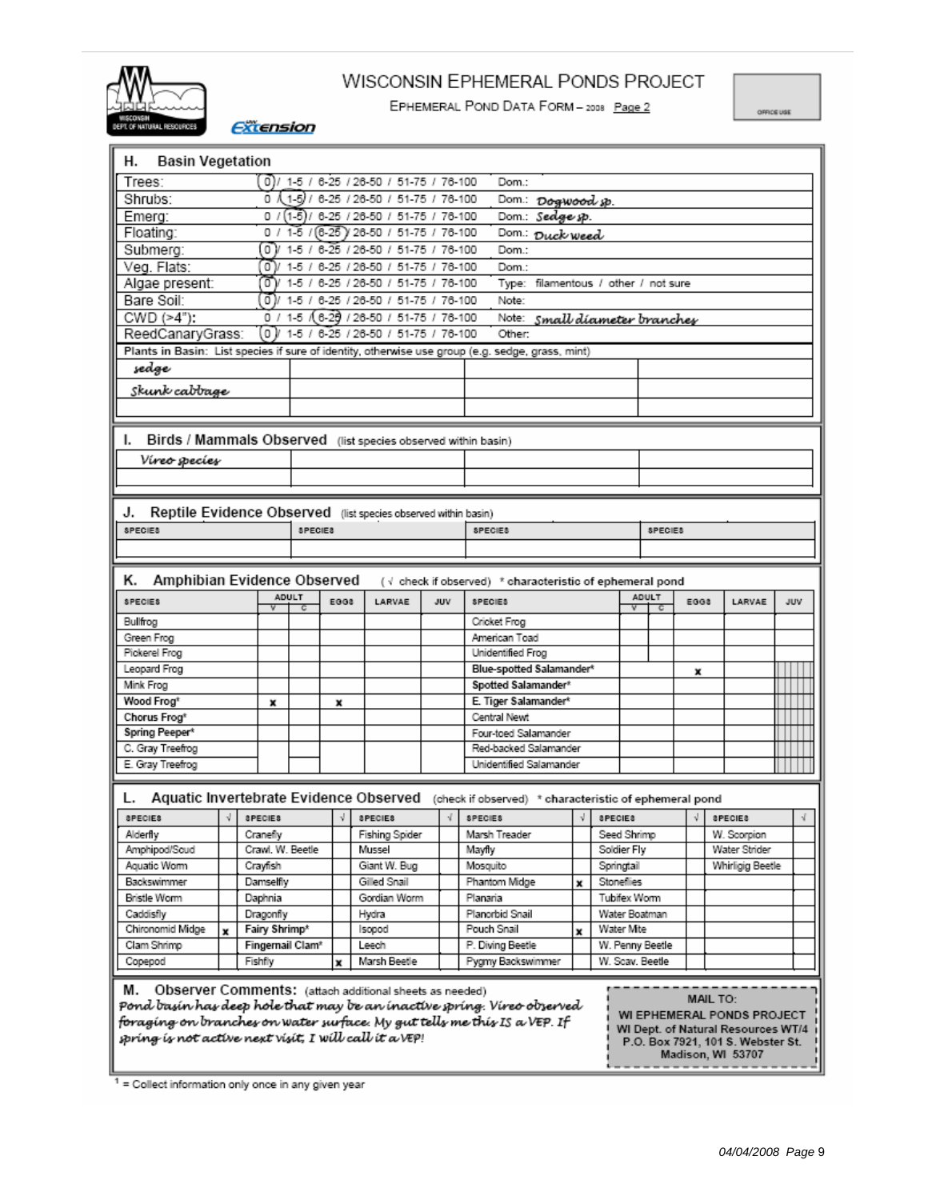# WISCONSIN EPHEMERAL PONDS PROJECT

EPHEMERAL POND DATA FORM – 2008 Page 2

OFFICE USE

## H. Basin Vegetation

| | Cover | |
|---|---|---|
| Trees: | (0) / 1-5 / 6-25 / 26-50 / 51-75 / 76-100 | Dom.: |
| Shrubs: | 0 / (1-5) / 6-25 / 26-50 / 51-75 / 76-100 | Dom.: *Dogwood sp.* |
| Emerg: | 0 / (1-5) / 6-25 / 26-50 / 51-75 / 76-100 | Dom.: *Sedge sp.* |
| Floating: | 0 / 1-5 / (6-25) / 26-50 / 51-75 / 76-100 | Dom.: *Duck weed* |
| Submerg: | (0) / 1-5 / 6-25 / 26-50 / 51-75 / 76-100 | Dom.: |
| Veg. Flats: | (0) / 1-5 / 6-25 / 26-50 / 51-75 / 76-100 | Dom.: |
| Algae present: | (0) / 1-5 / 6-25 / 26-50 / 51-75 / 76-100 | Type: filamentous / other / not sure |
| Bare Soil: | (0) / 1-5 / 6-25 / 26-50 / 51-75 / 76-100 | Note: |
| CWD (>4"): | 0 / 1-5 / (6-25) / 26-50 / 51-75 / 76-100 | Note: *Small diameter branches* |
| ReedCanaryGrass: | (0) / 1-5 / 6-25 / 26-50 / 51-75 / 76-100 | Other: |

Plants in Basin: List species if sure of identity, otherwise use group (e.g. sedge, grass, mint)

| | | | |
|---|---|---|---|
| *sedge* | | | |
| *Skunk cabbage* | | | |
| | | | |

## I. Birds / Mammals Observed (list species observed within basin)

| | | | |
|---|---|---|---|
| *Vireo species* | | | |
| | | | |

## J. Reptile Evidence Observed (list species observed within basin)

| SPECIES | SPECIES | SPECIES | SPECIES |
|---|---|---|---|
| | | | |

## K. Amphibian Evidence Observed (√ check if observed) * characteristic of ephemeral pond

| SPECIES | ADULT V | ADULT C | EGGS | LARVAE | JUV | SPECIES | ADULT V | ADULT C | EGGS | LARVAE | JUV |
|---|---|---|---|---|---|---|---|---|---|---|---|
| Bullfrog | | | | | | Cricket Frog | | | | | |
| Green Frog | | | | | | American Toad | | | | | |
| Pickerel Frog | | | | | | Unidentified Frog | | | | | |
| Leopard Frog | | | | | | **Blue-spotted Salamander*** | | | x | | |
| Mink Frog | | | | | | **Spotted Salamander*** | | | | | |
| **Wood Frog*** | x | | x | | | **E. Tiger Salamander*** | | | | | |
| **Chorus Frog*** | | | | | | Central Newt | | | | | |
| **Spring Peeper*** | | | | | | Four-toed Salamander | | | | | |
| C. Gray Treefrog | | | | | | Red-backed Salamander | | | | | |
| E. Gray Treefrog | | | | | | Unidentified Salamander | | | | | |

## L. Aquatic Invertebrate Evidence Observed (check if observed) * characteristic of ephemeral pond

| SPECIES | √ | SPECIES | √ | SPECIES | √ | SPECIES | √ | SPECIES | √ | SPECIES | √ |
|---|---|---|---|---|---|---|---|---|---|---|---|
| Alderfly | | Cranefly | | Fishing Spider | | Marsh Treader | | Seed Shrimp | | W. Scorpion | |
| Amphipod/Scud | | Crawl. W. Beetle | | Mussel | | Mayfly | | Soldier Fly | | Water Strider | |
| Aquatic Worm | | Crayfish | | Giant W. Bug | | Mosquito | | Springtail | | Whirligig Beetle | |
| Backswimmer | | Damselfly | | Gilled Snail | | Phantom Midge | x | Stoneflies | | | |
| Bristle Worm | | Daphnia | | Gordian Worm | | Planaria | | Tubifex Worm | | | |
| Caddisfly | | Dragonfly | | Hydra | | Planorbid Snail | | Water Boatman | | | |
| Chironomid Midge | x | **Fairy Shrimp*** | | Isopod | | Pouch Snail | x | Water Mite | | | |
| Clam Shrimp | | **Fingernail Clam*** | | Leech | | P. Diving Beetle | | W. Penny Beetle | | | |
| Copepod | | Fishfly | x | Marsh Beetle | | Pygmy Backswimmer | | W. Scav. Beetle | | | |

## M. Observer Comments: (attach additional sheets as needed)

*Pond basin has deep hole that may be an inactive spring. Vireo observed foraging on branches on water surface. My gut tells me this IS a VEP. If spring is not active next visit, I will call it a VEP!*

MAIL TO:
WI EPHEMERAL PONDS PROJECT
WI Dept. of Natural Resources WT/4
P.O. Box 7921, 101 S. Webster St.
Madison, WI 53707

[1] = Collect information only once in any given year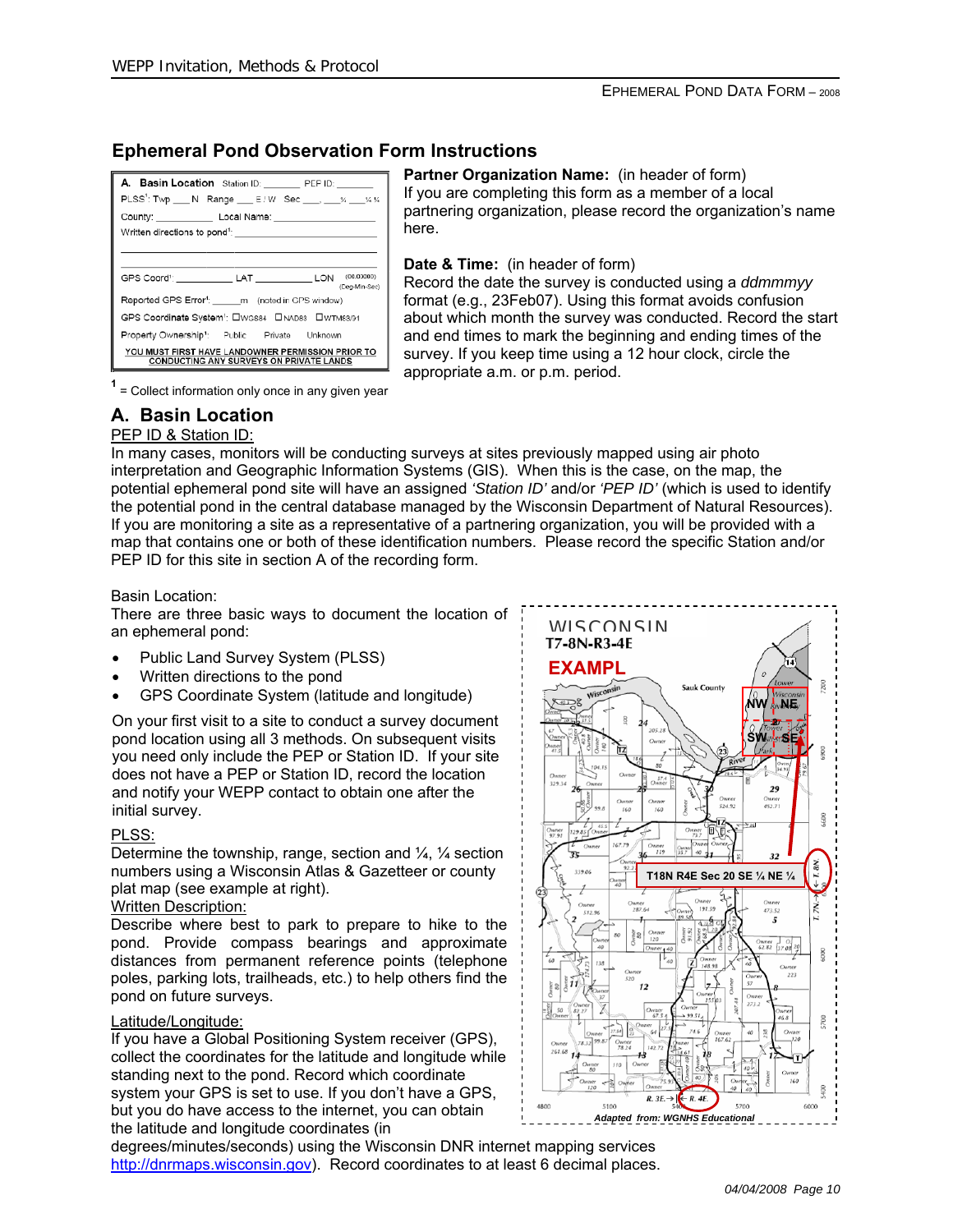## Ephemeral Pond Observation Form Instructions

A. **Basin Location** Station ID: _______ PEP ID: _______
PLSS[1]: Twp ___ N Range ___ E / W Sec ___, ___ ¼ ___ ¼ ¼
County: __________ Local Name: ________________
Written directions to pond[1]: ________________________

GPS Coord[1]: __________ LAT __________ LON (00.00000) (Deg-Min-Sec)
Reported GPS Error[1]: ______m (noted in GPS window)
GPS Coordinate System[1]: ☐WGS84 ☐NAD83 ☐WTM83/91
Property Ownership[1]: Public Private Unknown
YOU MUST FIRST HAVE LANDOWNER PERMISSION PRIOR TO CONDUCTING ANY SURVEYS ON PRIVATE LANDS

[1] = Collect information only once in any given year

**Partner Organization Name:** (in header of form)
If you are completing this form as a member of a local partnering organization, please record the organization's name here.

**Date & Time:** (in header of form)
Record the date the survey is conducted using a *ddmmmyy* format (e.g., 23Feb07). Using this format avoids confusion about which month the survey was conducted. Record the start and end times to mark the beginning and ending times of the survey. If you keep time using a 12 hour clock, circle the appropriate a.m. or p.m. period.

## A. Basin Location

PEP ID & Station ID:
In many cases, monitors will be conducting surveys at sites previously mapped using air photo interpretation and Geographic Information Systems (GIS). When this is the case, on the map, the potential ephemeral pond site will have an assigned *'Station ID'* and/or *'PEP ID'* (which is used to identify the potential pond in the central database managed by the Wisconsin Department of Natural Resources). If you are monitoring a site as a representative of a partnering organization, you will be provided with a map that contains one or both of these identification numbers. Please record the specific Station and/or PEP ID for this site in section A of the recording form.

Basin Location:
There are three basic ways to document the location of an ephemeral pond:

- Public Land Survey System (PLSS)
- Written directions to the pond
- GPS Coordinate System (latitude and longitude)

On your first visit to a site to conduct a survey document pond location using all 3 methods. On subsequent visits you need only include the PEP or Station ID. If your site does not have a PEP or Station ID, record the location and notify your WEPP contact to obtain one after the initial survey.

PLSS:
Determine the township, range, section and ¼, ¼ section numbers using a Wisconsin Atlas & Gazetteer or county plat map (see example at right).

Written Description:
Describe where best to park to prepare to hike to the pond. Provide compass bearings and approximate distances from permanent reference points (telephone poles, parking lots, trailheads, etc.) to help others find the pond on future surveys.

Latitude/Longitude:
If you have a Global Positioning System receiver (GPS), collect the coordinates for the latitude and longitude while standing next to the pond. Record which coordinate system your GPS is set to use. If you don't have a GPS, but you do have access to the internet, you can obtain the latitude and longitude coordinates (in degrees/minutes/seconds) using the Wisconsin DNR internet mapping services http://dnrmaps.wisconsin.gov). Record coordinates to at least 6 decimal places.

WISCONSIN T7-8N-R3-4E
EXAMPL
T18N R4E Sec 20 SE ¼ NE ¼
*Adapted from: WGNHS Educational*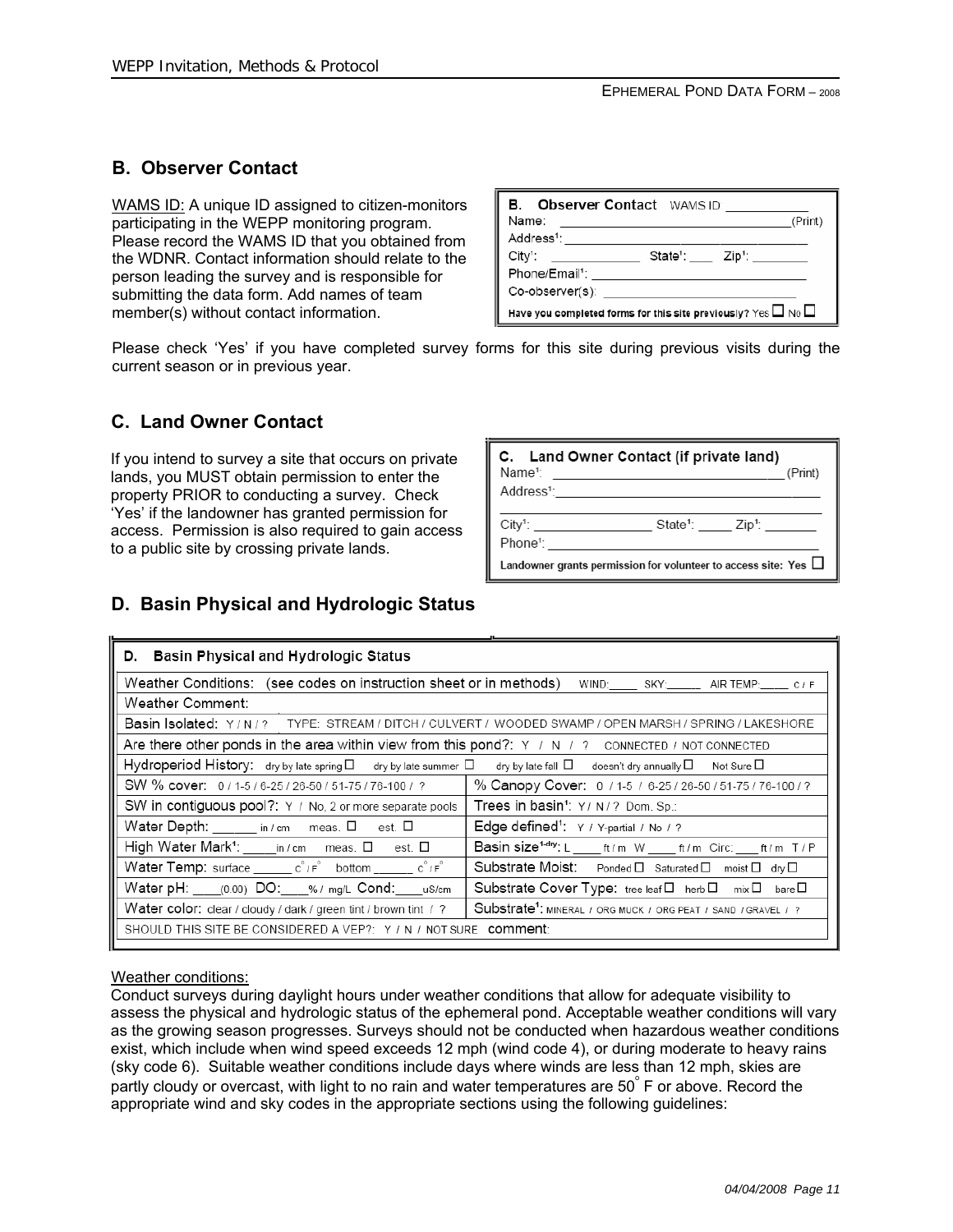## B. Observer Contact

WAMS ID: A unique ID assigned to citizen-monitors participating in the WEPP monitoring program. Please record the WAMS ID that you obtained from the WDNR. Contact information should relate to the person leading the survey and is responsible for submitting the data form. Add names of team member(s) without contact information.

| **B. Observer Contact** WAMS ID ___________ |
|---|
| Name: _______________________________ (Print) |
| Address[1]: _______________________________ |
| City[1]: ____________ State[1]: ___ Zip[1]: ________ |
| Phone/Email[1]: _______________________________ |
| Co-observer(s): _______________________________ |
| Have you completed forms for this site previously? Yes ☐ No ☐ |

Please check 'Yes' if you have completed survey forms for this site during previous visits during the current season or in previous year.

## C. Land Owner Contact

If you intend to survey a site that occurs on private lands, you MUST obtain permission to enter the property PRIOR to conducting a survey. Check 'Yes' if the landowner has granted permission for access. Permission is also required to gain access to a public site by crossing private lands.

| **C. Land Owner Contact (if private land)** |
|---|
| Name[1]: _______________________________ (Print) |
| Address[1]: _______________________________ |
| City[1]: ________________ State[1]: _____ Zip[1]: _______ |
| Phone[1]: _______________________________ |
| Landowner grants permission for volunteer to access site: Yes ☐ |

## D. Basin Physical and Hydrologic Status

| **D. Basin Physical and Hydrologic Status** | |
|---|---|
| Weather Conditions: (see codes on instruction sheet or in methods) WIND: ____ SKY: _____ AIR TEMP: _____ C / F | |
| Weather Comment: | |
| Basin Isolated: Y / N / ? TYPE: STREAM / DITCH / CULVERT / WOODED SWAMP / OPEN MARSH / SPRING / LAKESHORE | |
| Are there other ponds in the area within view from this pond?: Y / N / ? CONNECTED / NOT CONNECTED | |
| Hydroperiod History: dry by late spring ☐ dry by late summer ☐ dry by late fall ☐ doesn't dry annually ☐ Not Sure ☐ | |
| SW % cover: 0 / 1-5 / 6-25 / 26-50 / 51-75 / 76-100 / ? | % Canopy Cover: 0 / 1-5 / 6-25 / 26-50 / 51-75 / 76-100 / ? |
| SW in contiguous pool?: Y / No, 2 or more separate pools | Trees in basin[1]: Y / N / ? Dom. Sp.: |
| Water Depth: ______ in / cm meas. ☐ est. ☐ | Edge defined[1]: Y / Y-partial / No / ? |
| High Water Mark[1]: _____ in / cm meas. ☐ est. ☐ | Basin size[1-dry]: L ____ ft / m W ____ ft / m Circ: ____ ft / m T / P |
| Water Temp: surface ______ °C / °F bottom ______ °C / °F | Substrate Moist: Ponded ☐ Saturated ☐ moist ☐ dry ☐ |
| Water pH: ____ (0.00) DO: ____ % / mg/L Cond: ____ uS/cm | Substrate Cover Type: tree leaf ☐ herb ☐ mix ☐ bare ☐ |
| Water color: clear / cloudy / dark / green tint / brown tint / ? | Substrate[1]: MINERAL / ORG MUCK / ORG PEAT / SAND / GRAVEL / ? |
| SHOULD THIS SITE BE CONSIDERED A VEP?: Y / N / NOT SURE comment: | |

Weather conditions:

Conduct surveys during daylight hours under weather conditions that allow for adequate visibility to assess the physical and hydrologic status of the ephemeral pond. Acceptable weather conditions will vary as the growing season progresses. Surveys should not be conducted when hazardous weather conditions exist, which include when wind speed exceeds 12 mph (wind code 4), or during moderate to heavy rains (sky code 6). Suitable weather conditions include days where winds are less than 12 mph, skies are partly cloudy or overcast, with light to no rain and water temperatures are 50° F or above. Record the appropriate wind and sky codes in the appropriate sections using the following guidelines: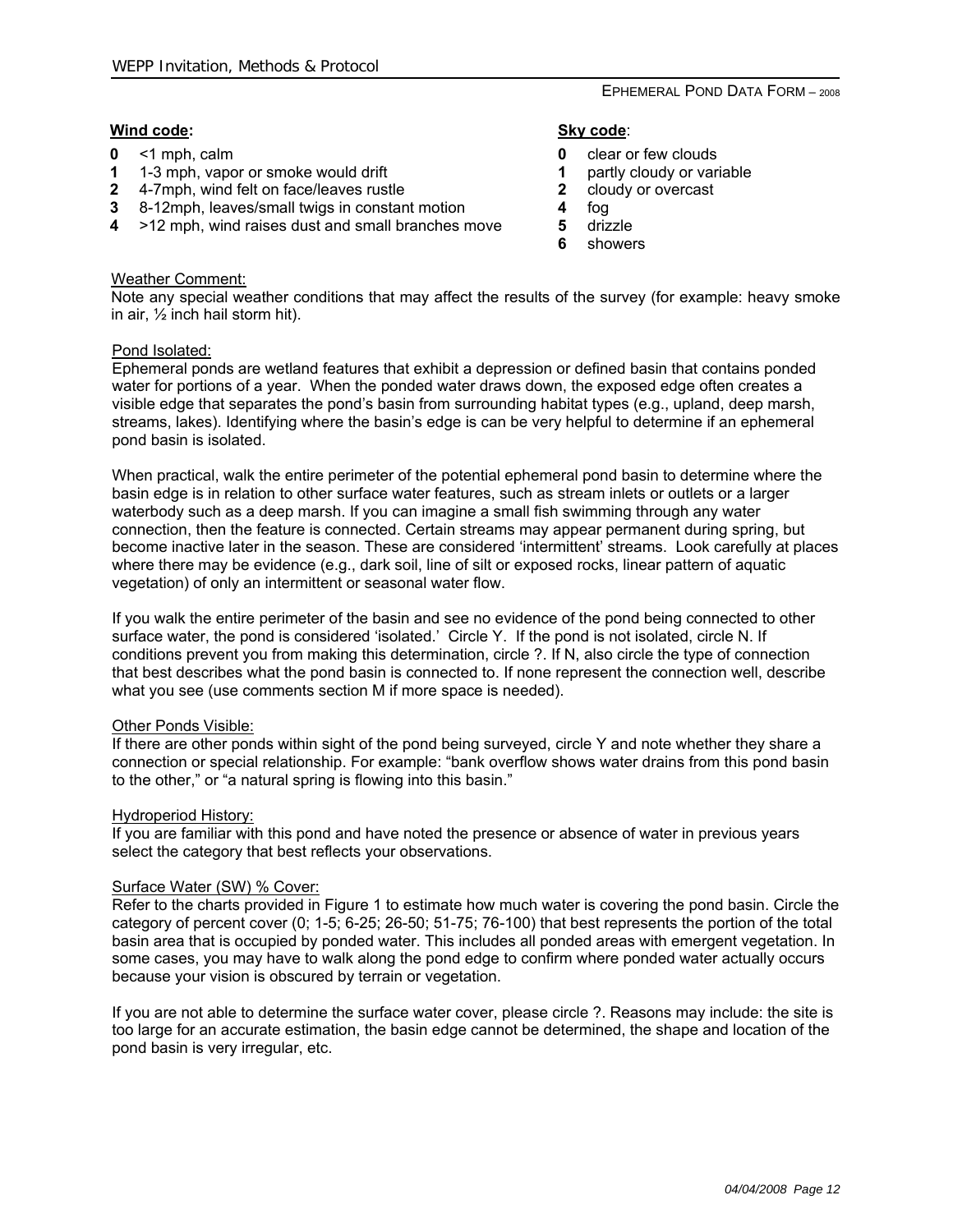EPHEMERAL POND DATA FORM – 2008

**Wind code:**

- **0** <1 mph, calm
- **1** 1-3 mph, vapor or smoke would drift
- **2** 4-7mph, wind felt on face/leaves rustle
- **3** 8-12mph, leaves/small twigs in constant motion
- **4** >12 mph, wind raises dust and small branches move

**Sky code:**

- **0** clear or few clouds
- **1** partly cloudy or variable
- **2** cloudy or overcast
- **4** fog
- **5** drizzle
- **6** showers

Weather Comment:

Note any special weather conditions that may affect the results of the survey (for example: heavy smoke in air, ½ inch hail storm hit).

Pond Isolated:

Ephemeral ponds are wetland features that exhibit a depression or defined basin that contains ponded water for portions of a year. When the ponded water draws down, the exposed edge often creates a visible edge that separates the pond's basin from surrounding habitat types (e.g., upland, deep marsh, streams, lakes). Identifying where the basin's edge is can be very helpful to determine if an ephemeral pond basin is isolated.

When practical, walk the entire perimeter of the potential ephemeral pond basin to determine where the basin edge is in relation to other surface water features, such as stream inlets or outlets or a larger waterbody such as a deep marsh. If you can imagine a small fish swimming through any water connection, then the feature is connected. Certain streams may appear permanent during spring, but become inactive later in the season. These are considered 'intermittent' streams. Look carefully at places where there may be evidence (e.g., dark soil, line of silt or exposed rocks, linear pattern of aquatic vegetation) of only an intermittent or seasonal water flow.

If you walk the entire perimeter of the basin and see no evidence of the pond being connected to other surface water, the pond is considered 'isolated.' Circle Y. If the pond is not isolated, circle N. If conditions prevent you from making this determination, circle ?. If N, also circle the type of connection that best describes what the pond basin is connected to. If none represent the connection well, describe what you see (use comments section M if more space is needed).

Other Ponds Visible:

If there are other ponds within sight of the pond being surveyed, circle Y and note whether they share a connection or special relationship. For example: "bank overflow shows water drains from this pond basin to the other," or "a natural spring is flowing into this basin."

Hydroperiod History:

If you are familiar with this pond and have noted the presence or absence of water in previous years select the category that best reflects your observations.

Surface Water (SW) % Cover:

Refer to the charts provided in Figure 1 to estimate how much water is covering the pond basin. Circle the category of percent cover (0; 1-5; 6-25; 26-50; 51-75; 76-100) that best represents the portion of the total basin area that is occupied by ponded water. This includes all ponded areas with emergent vegetation. In some cases, you may have to walk along the pond edge to confirm where ponded water actually occurs because your vision is obscured by terrain or vegetation.

If you are not able to determine the surface water cover, please circle ?. Reasons may include: the site is too large for an accurate estimation, the basin edge cannot be determined, the shape and location of the pond basin is very irregular, etc.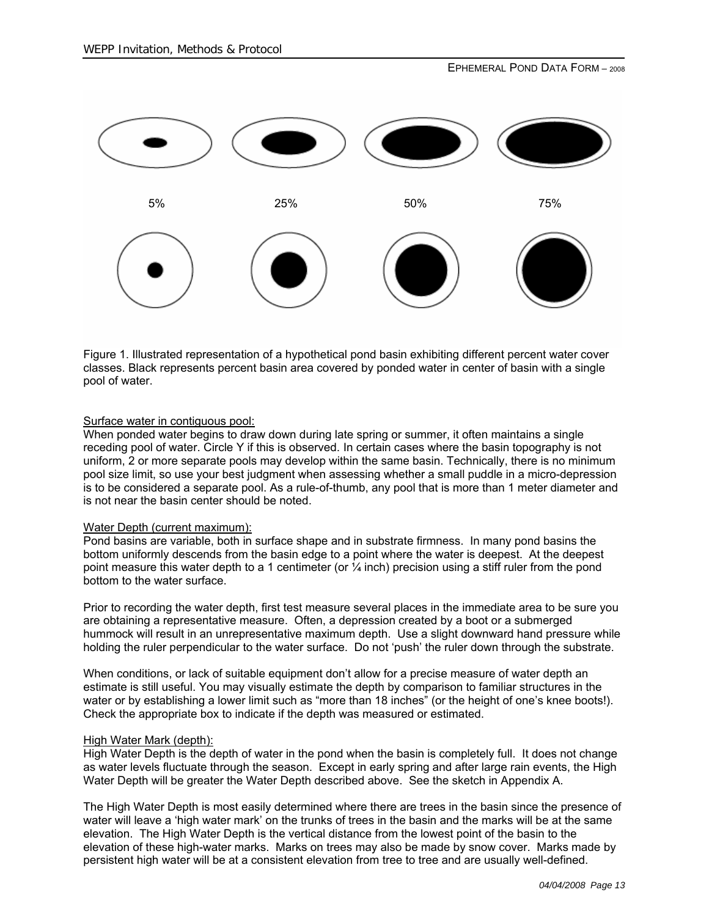5% 25% 50% 75%

Figure 1. Illustrated representation of a hypothetical pond basin exhibiting different percent water cover classes. Black represents percent basin area covered by ponded water in center of basin with a single pool of water.

Surface water in contiguous pool:

When ponded water begins to draw down during late spring or summer, it often maintains a single receding pool of water. Circle Y if this is observed. In certain cases where the basin topography is not uniform, 2 or more separate pools may develop within the same basin. Technically, there is no minimum pool size limit, so use your best judgment when assessing whether a small puddle in a micro-depression is to be considered a separate pool. As a rule-of-thumb, any pool that is more than 1 meter diameter and is not near the basin center should be noted.

Water Depth (current maximum):

Pond basins are variable, both in surface shape and in substrate firmness. In many pond basins the bottom uniformly descends from the basin edge to a point where the water is deepest. At the deepest point measure this water depth to a 1 centimeter (or ¼ inch) precision using a stiff ruler from the pond bottom to the water surface.

Prior to recording the water depth, first test measure several places in the immediate area to be sure you are obtaining a representative measure. Often, a depression created by a boot or a submerged hummock will result in an unrepresentative maximum depth. Use a slight downward hand pressure while holding the ruler perpendicular to the water surface. Do not 'push' the ruler down through the substrate.

When conditions, or lack of suitable equipment don't allow for a precise measure of water depth an estimate is still useful. You may visually estimate the depth by comparison to familiar structures in the water or by establishing a lower limit such as "more than 18 inches" (or the height of one's knee boots!). Check the appropriate box to indicate if the depth was measured or estimated.

High Water Mark (depth):

High Water Depth is the depth of water in the pond when the basin is completely full. It does not change as water levels fluctuate through the season. Except in early spring and after large rain events, the High Water Depth will be greater the Water Depth described above. See the sketch in Appendix A.

The High Water Depth is most easily determined where there are trees in the basin since the presence of water will leave a 'high water mark' on the trunks of trees in the basin and the marks will be at the same elevation. The High Water Depth is the vertical distance from the lowest point of the basin to the elevation of these high-water marks. Marks on trees may also be made by snow cover. Marks made by persistent high water will be at a consistent elevation from tree to tree and are usually well-defined.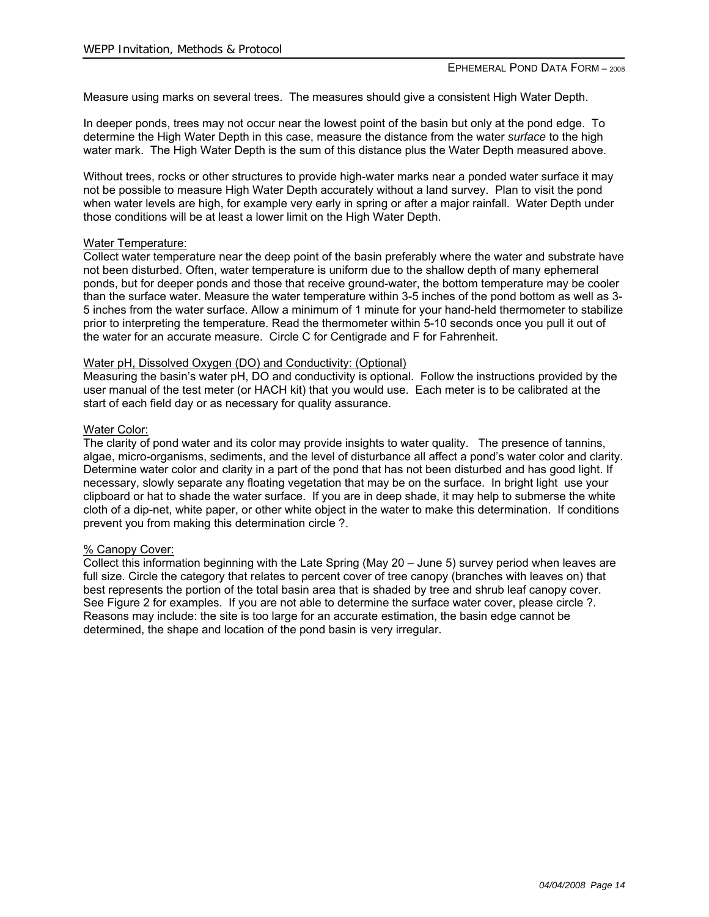Measure using marks on several trees. The measures should give a consistent High Water Depth.

In deeper ponds, trees may not occur near the lowest point of the basin but only at the pond edge. To determine the High Water Depth in this case, measure the distance from the water *surface* to the high water mark. The High Water Depth is the sum of this distance plus the Water Depth measured above.

Without trees, rocks or other structures to provide high-water marks near a ponded water surface it may not be possible to measure High Water Depth accurately without a land survey. Plan to visit the pond when water levels are high, for example very early in spring or after a major rainfall. Water Depth under those conditions will be at least a lower limit on the High Water Depth.

Water Temperature:
Collect water temperature near the deep point of the basin preferably where the water and substrate have not been disturbed. Often, water temperature is uniform due to the shallow depth of many ephemeral ponds, but for deeper ponds and those that receive ground-water, the bottom temperature may be cooler than the surface water. Measure the water temperature within 3-5 inches of the pond bottom as well as 3-5 inches from the water surface. Allow a minimum of 1 minute for your hand-held thermometer to stabilize prior to interpreting the temperature. Read the thermometer within 5-10 seconds once you pull it out of the water for an accurate measure. Circle C for Centigrade and F for Fahrenheit.

Water pH, Dissolved Oxygen (DO) and Conductivity: (Optional)
Measuring the basin's water pH, DO and conductivity is optional. Follow the instructions provided by the user manual of the test meter (or HACH kit) that you would use. Each meter is to be calibrated at the start of each field day or as necessary for quality assurance.

Water Color:
The clarity of pond water and its color may provide insights to water quality. The presence of tannins, algae, micro-organisms, sediments, and the level of disturbance all affect a pond's water color and clarity. Determine water color and clarity in a part of the pond that has not been disturbed and has good light. If necessary, slowly separate any floating vegetation that may be on the surface. In bright light use your clipboard or hat to shade the water surface. If you are in deep shade, it may help to submerse the white cloth of a dip-net, white paper, or other white object in the water to make this determination. If conditions prevent you from making this determination circle ?.

% Canopy Cover:
Collect this information beginning with the Late Spring (May 20 – June 5) survey period when leaves are full size. Circle the category that relates to percent cover of tree canopy (branches with leaves on) that best represents the portion of the total basin area that is shaded by tree and shrub leaf canopy cover. See Figure 2 for examples. If you are not able to determine the surface water cover, please circle ?. Reasons may include: the site is too large for an accurate estimation, the basin edge cannot be determined, the shape and location of the pond basin is very irregular.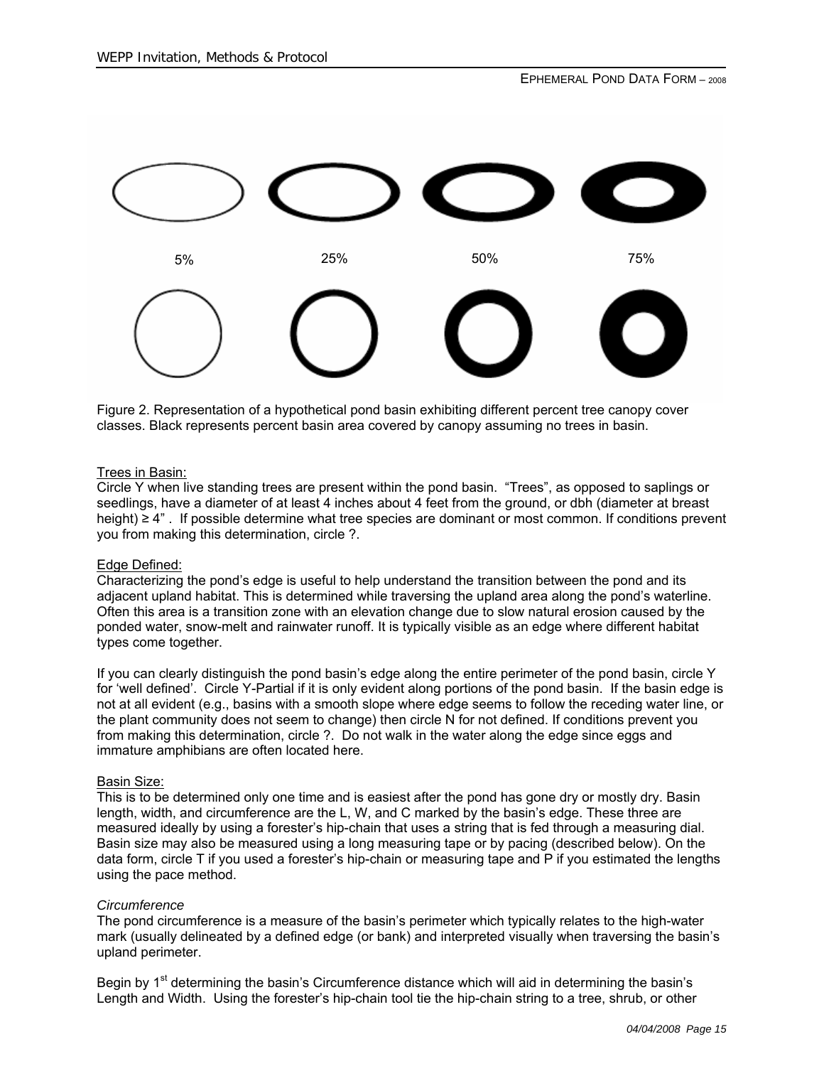5%  25%  50%  75%

Figure 2. Representation of a hypothetical pond basin exhibiting different percent tree canopy cover classes. Black represents percent basin area covered by canopy assuming no trees in basin.

Trees in Basin:
Circle Y when live standing trees are present within the pond basin. "Trees", as opposed to saplings or seedlings, have a diameter of at least 4 inches about 4 feet from the ground, or dbh (diameter at breast height) ≥ 4" . If possible determine what tree species are dominant or most common. If conditions prevent you from making this determination, circle ?.

Edge Defined:
Characterizing the pond's edge is useful to help understand the transition between the pond and its adjacent upland habitat. This is determined while traversing the upland area along the pond's waterline. Often this area is a transition zone with an elevation change due to slow natural erosion caused by the ponded water, snow-melt and rainwater runoff. It is typically visible as an edge where different habitat types come together.

If you can clearly distinguish the pond basin's edge along the entire perimeter of the pond basin, circle Y for 'well defined'. Circle Y-Partial if it is only evident along portions of the pond basin. If the basin edge is not at all evident (e.g., basins with a smooth slope where edge seems to follow the receding water line, or the plant community does not seem to change) then circle N for not defined. If conditions prevent you from making this determination, circle ?. Do not walk in the water along the edge since eggs and immature amphibians are often located here.

Basin Size:
This is to be determined only one time and is easiest after the pond has gone dry or mostly dry. Basin length, width, and circumference are the L, W, and C marked by the basin's edge. These three are measured ideally by using a forester's hip-chain that uses a string that is fed through a measuring dial. Basin size may also be measured using a long measuring tape or by pacing (described below). On the data form, circle T if you used a forester's hip-chain or measuring tape and P if you estimated the lengths using the pace method.

*Circumference*
The pond circumference is a measure of the basin's perimeter which typically relates to the high-water mark (usually delineated by a defined edge (or bank) and interpreted visually when traversing the basin's upland perimeter.

Begin by 1st determining the basin's Circumference distance which will aid in determining the basin's Length and Width. Using the forester's hip-chain tool tie the hip-chain string to a tree, shrub, or other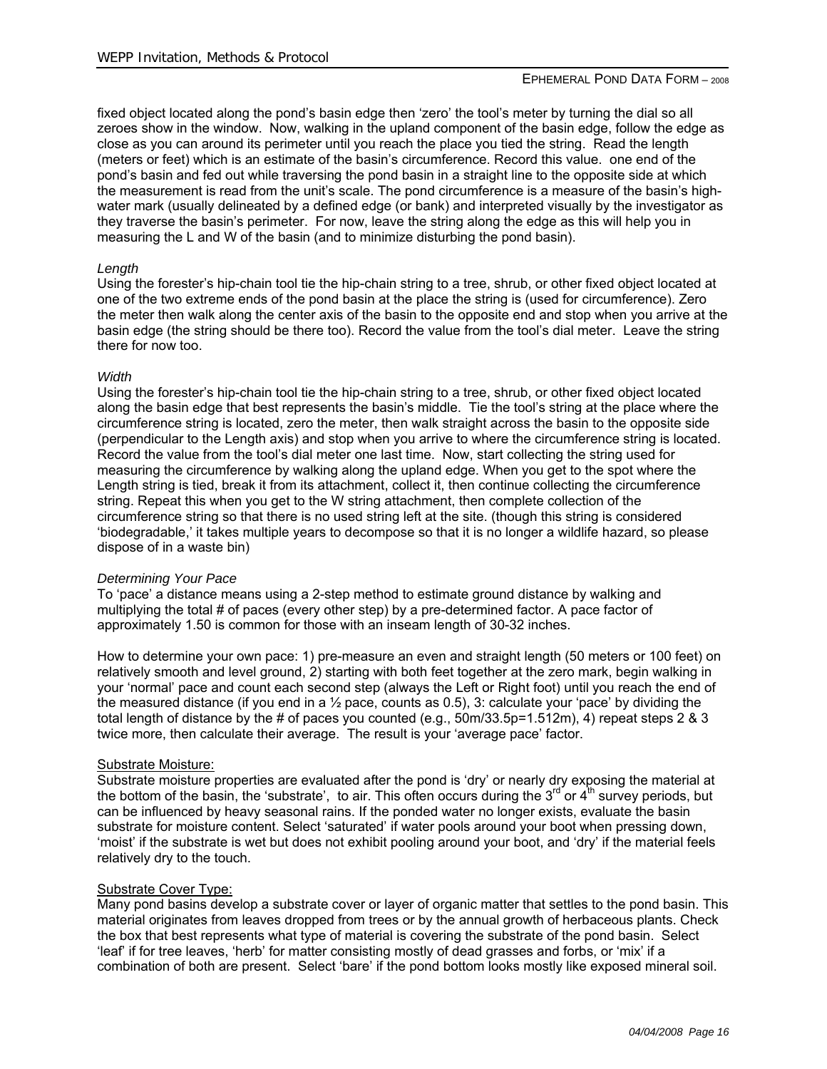fixed object located along the pond's basin edge then 'zero' the tool's meter by turning the dial so all zeroes show in the window. Now, walking in the upland component of the basin edge, follow the edge as close as you can around its perimeter until you reach the place you tied the string. Read the length (meters or feet) which is an estimate of the basin's circumference. Record this value. one end of the pond's basin and fed out while traversing the pond basin in a straight line to the opposite side at which the measurement is read from the unit's scale. The pond circumference is a measure of the basin's high-water mark (usually delineated by a defined edge (or bank) and interpreted visually by the investigator as they traverse the basin's perimeter. For now, leave the string along the edge as this will help you in measuring the L and W of the basin (and to minimize disturbing the pond basin).

*Length*

Using the forester's hip-chain tool tie the hip-chain string to a tree, shrub, or other fixed object located at one of the two extreme ends of the pond basin at the place the string is (used for circumference). Zero the meter then walk along the center axis of the basin to the opposite end and stop when you arrive at the basin edge (the string should be there too). Record the value from the tool's dial meter. Leave the string there for now too.

*Width*

Using the forester's hip-chain tool tie the hip-chain string to a tree, shrub, or other fixed object located along the basin edge that best represents the basin's middle. Tie the tool's string at the place where the circumference string is located, zero the meter, then walk straight across the basin to the opposite side (perpendicular to the Length axis) and stop when you arrive to where the circumference string is located. Record the value from the tool's dial meter one last time. Now, start collecting the string used for measuring the circumference by walking along the upland edge. When you get to the spot where the Length string is tied, break it from its attachment, collect it, then continue collecting the circumference string. Repeat this when you get to the W string attachment, then complete collection of the circumference string so that there is no used string left at the site. (though this string is considered 'biodegradable,' it takes multiple years to decompose so that it is no longer a wildlife hazard, so please dispose of in a waste bin)

*Determining Your Pace*

To 'pace' a distance means using a 2-step method to estimate ground distance by walking and multiplying the total # of paces (every other step) by a pre-determined factor. A pace factor of approximately 1.50 is common for those with an inseam length of 30-32 inches.

How to determine your own pace: 1) pre-measure an even and straight length (50 meters or 100 feet) on relatively smooth and level ground, 2) starting with both feet together at the zero mark, begin walking in your 'normal' pace and count each second step (always the Left or Right foot) until you reach the end of the measured distance (if you end in a ½ pace, counts as 0.5), 3: calculate your 'pace' by dividing the total length of distance by the # of paces you counted (e.g., 50m/33.5p=1.512m), 4) repeat steps 2 & 3 twice more, then calculate their average. The result is your 'average pace' factor.

<u>Substrate Moisture:</u>

Substrate moisture properties are evaluated after the pond is 'dry' or nearly dry exposing the material at the bottom of the basin, the 'substrate', to air. This often occurs during the 3rd or 4th survey periods, but can be influenced by heavy seasonal rains. If the ponded water no longer exists, evaluate the basin substrate for moisture content. Select 'saturated' if water pools around your boot when pressing down, 'moist' if the substrate is wet but does not exhibit pooling around your boot, and 'dry' if the material feels relatively dry to the touch.

<u>Substrate Cover Type:</u>

Many pond basins develop a substrate cover or layer of organic matter that settles to the pond basin. This material originates from leaves dropped from trees or by the annual growth of herbaceous plants. Check the box that best represents what type of material is covering the substrate of the pond basin. Select 'leaf' if for tree leaves, 'herb' for matter consisting mostly of dead grasses and forbs, or 'mix' if a combination of both are present. Select 'bare' if the pond bottom looks mostly like exposed mineral soil.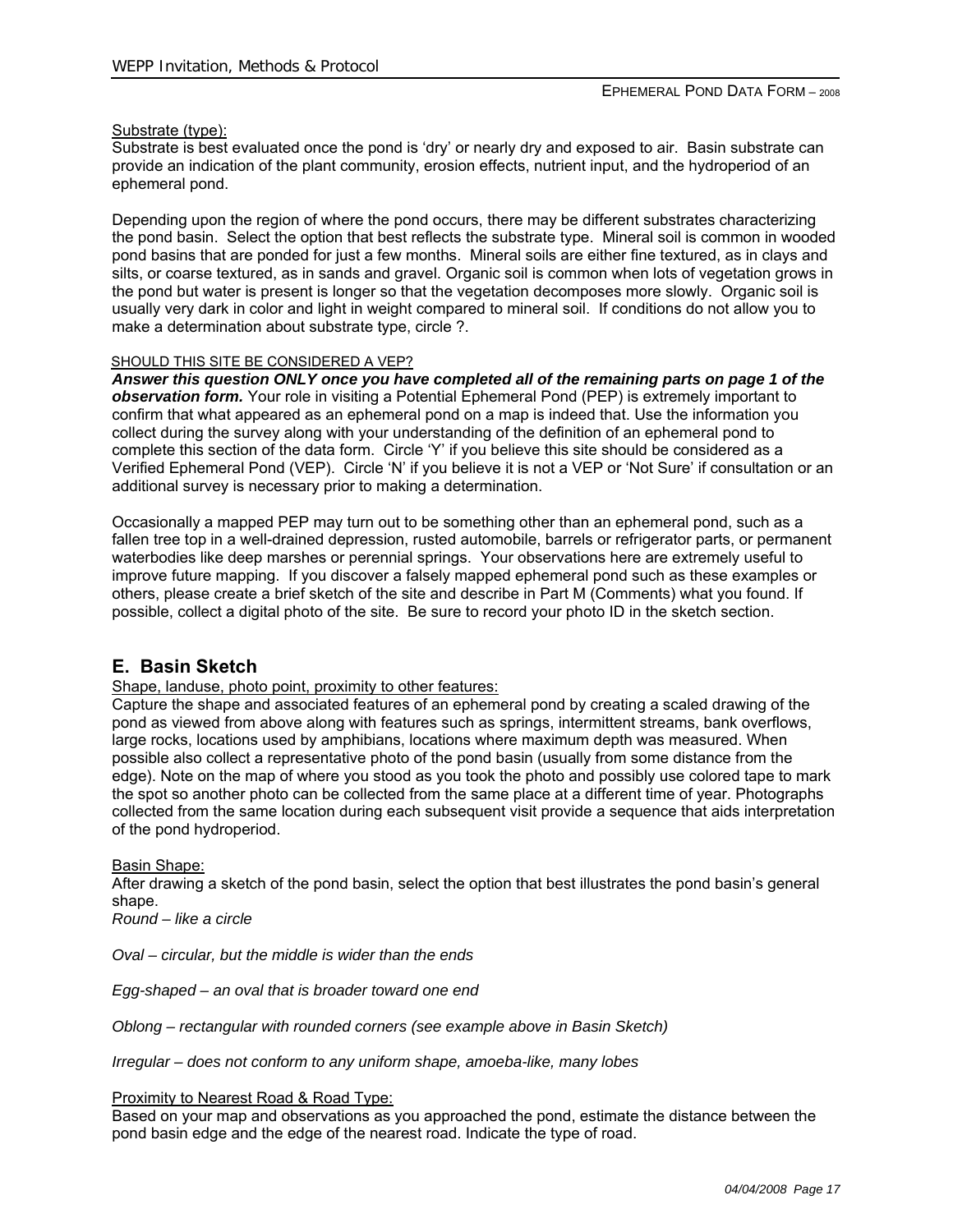Substrate (type):

Substrate is best evaluated once the pond is 'dry' or nearly dry and exposed to air. Basin substrate can provide an indication of the plant community, erosion effects, nutrient input, and the hydroperiod of an ephemeral pond.

Depending upon the region of where the pond occurs, there may be different substrates characterizing the pond basin. Select the option that best reflects the substrate type. Mineral soil is common in wooded pond basins that are ponded for just a few months. Mineral soils are either fine textured, as in clays and silts, or coarse textured, as in sands and gravel. Organic soil is common when lots of vegetation grows in the pond but water is present is longer so that the vegetation decomposes more slowly. Organic soil is usually very dark in color and light in weight compared to mineral soil. If conditions do not allow you to make a determination about substrate type, circle ?.

SHOULD THIS SITE BE CONSIDERED A VEP?

***Answer this question ONLY once you have completed all of the remaining parts on page 1 of the observation form.*** Your role in visiting a Potential Ephemeral Pond (PEP) is extremely important to confirm that what appeared as an ephemeral pond on a map is indeed that. Use the information you collect during the survey along with your understanding of the definition of an ephemeral pond to complete this section of the data form. Circle 'Y' if you believe this site should be considered as a Verified Ephemeral Pond (VEP). Circle 'N' if you believe it is not a VEP or 'Not Sure' if consultation or an additional survey is necessary prior to making a determination.

Occasionally a mapped PEP may turn out to be something other than an ephemeral pond, such as a fallen tree top in a well-drained depression, rusted automobile, barrels or refrigerator parts, or permanent waterbodies like deep marshes or perennial springs. Your observations here are extremely useful to improve future mapping. If you discover a falsely mapped ephemeral pond such as these examples or others, please create a brief sketch of the site and describe in Part M (Comments) what you found. If possible, collect a digital photo of the site. Be sure to record your photo ID in the sketch section.

## E. Basin Sketch

Shape, landuse, photo point, proximity to other features:

Capture the shape and associated features of an ephemeral pond by creating a scaled drawing of the pond as viewed from above along with features such as springs, intermittent streams, bank overflows, large rocks, locations used by amphibians, locations where maximum depth was measured. When possible also collect a representative photo of the pond basin (usually from some distance from the edge). Note on the map of where you stood as you took the photo and possibly use colored tape to mark the spot so another photo can be collected from the same place at a different time of year. Photographs collected from the same location during each subsequent visit provide a sequence that aids interpretation of the pond hydroperiod.

Basin Shape:

After drawing a sketch of the pond basin, select the option that best illustrates the pond basin's general shape.

*Round – like a circle*

*Oval – circular, but the middle is wider than the ends*

*Egg-shaped – an oval that is broader toward one end*

*Oblong – rectangular with rounded corners (see example above in Basin Sketch)*

*Irregular – does not conform to any uniform shape, amoeba-like, many lobes*

Proximity to Nearest Road & Road Type:

Based on your map and observations as you approached the pond, estimate the distance between the pond basin edge and the edge of the nearest road. Indicate the type of road.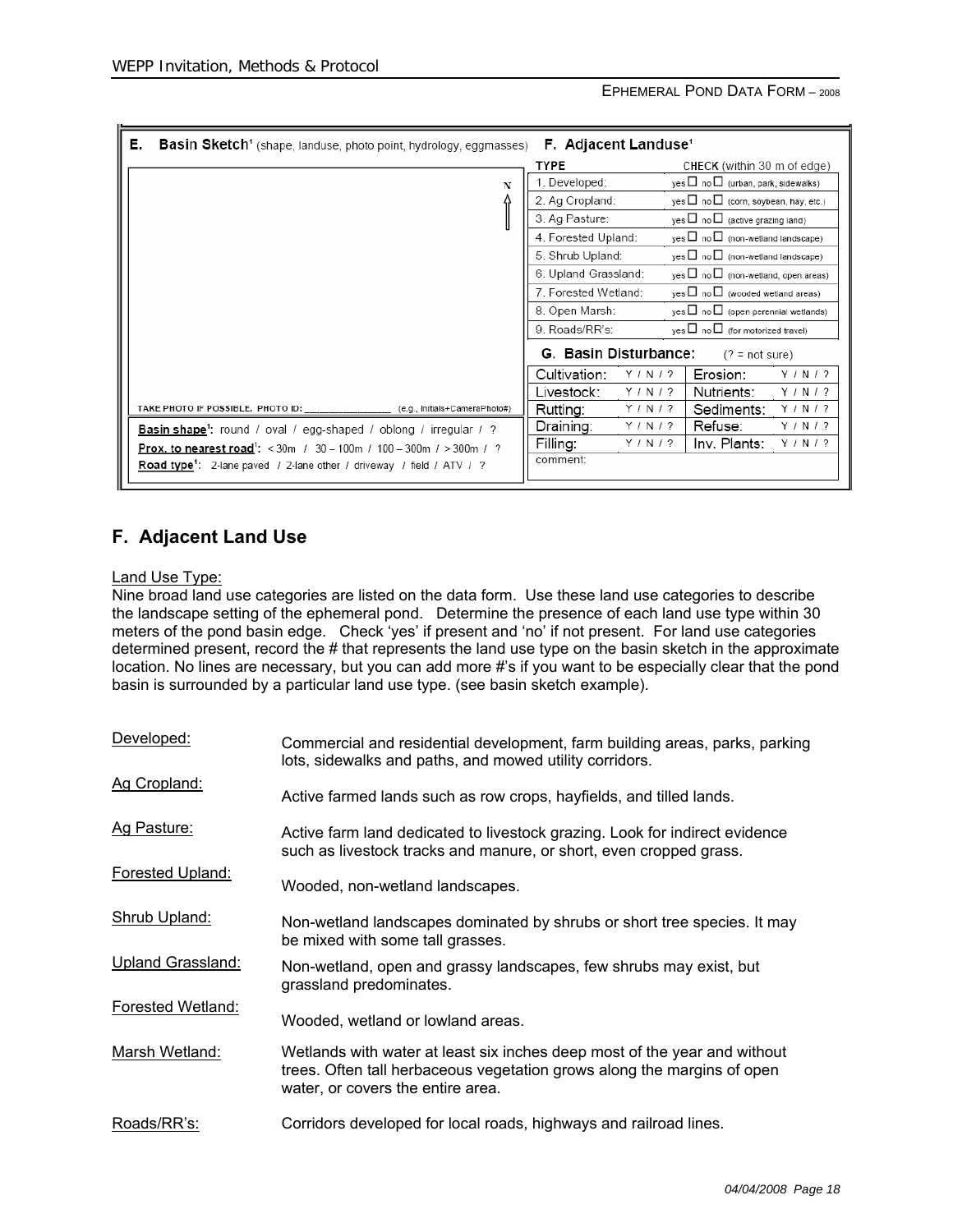**E. Basin Sketch**[1] (shape, landuse, photo point, hydrology, eggmasses)

N

TAKE PHOTO IF POSSIBLE. PHOTO ID: _____________ (e.g., Initials+CameraPhoto#)

**Basin shape**[1]: round / oval / egg-shaped / oblong / irregular / ?

**Prox. to nearest road**[1]: < 30m / 30 – 100m / 100 – 300m / > 300m / ?

**Road type**[1]: 2-lane paved / 2-lane other / driveway / field / ATV / ?

**F. Adjacent Landuse**[1]

| TYPE | CHECK (within 30 m of edge) |
| --- | --- |
| 1. Developed: | yes ☐ no ☐ (urban, park, sidewalks) |
| 2. Ag Cropland: | yes ☐ no ☐ (corn, soybean, hay, etc.) |
| 3. Ag Pasture: | yes ☐ no ☐ (active grazing land) |
| 4. Forested Upland: | yes ☐ no ☐ (non-wetland landscape) |
| 5. Shrub Upland: | yes ☐ no ☐ (non-wetland landscape) |
| 6. Upland Grassland: | yes ☐ no ☐ (non-wetland, open areas) |
| 7. Forested Wetland: | yes ☐ no ☐ (wooded wetland areas) |
| 8. Open Marsh: | yes ☐ no ☐ (open perennial wetlands) |
| 9. Roads/RR's: | yes ☐ no ☐ (for motorized travel) |

**G. Basin Disturbance:** (? = not sure)

| | | | |
| --- | --- | --- | --- |
| Cultivation: | Y / N / ? | Erosion: | Y / N / ? |
| Livestock: | Y / N / ? | Nutrients: | Y / N / ? |
| Rutting: | Y / N / ? | Sediments: | Y / N / ? |
| Draining: | Y / N / ? | Refuse: | Y / N / ? |
| Filling: | Y / N / ? | Inv. Plants: | Y / N / ? |

comment:

## F. Adjacent Land Use

Land Use Type:

Nine broad land use categories are listed on the data form. Use these land use categories to describe the landscape setting of the ephemeral pond. Determine the presence of each land use type within 30 meters of the pond basin edge. Check 'yes' if present and 'no' if not present. For land use categories determined present, record the # that represents the land use type on the basin sketch in the approximate location. No lines are necessary, but you can add more #'s if you want to be especially clear that the pond basin is surrounded by a particular land use type. (see basin sketch example).

| | |
| --- | --- |
| Developed: | Commercial and residential development, farm building areas, parks, parking lots, sidewalks and paths, and mowed utility corridors. |
| Ag Cropland: | Active farmed lands such as row crops, hayfields, and tilled lands. |
| Ag Pasture: | Active farm land dedicated to livestock grazing. Look for indirect evidence such as livestock tracks and manure, or short, even cropped grass. |
| Forested Upland: | Wooded, non-wetland landscapes. |
| Shrub Upland: | Non-wetland landscapes dominated by shrubs or short tree species. It may be mixed with some tall grasses. |
| Upland Grassland: | Non-wetland, open and grassy landscapes, few shrubs may exist, but grassland predominates. |
| Forested Wetland: | Wooded, wetland or lowland areas. |
| Marsh Wetland: | Wetlands with water at least six inches deep most of the year and without trees. Often tall herbaceous vegetation grows along the margins of open water, or covers the entire area. |
| Roads/RR's: | Corridors developed for local roads, highways and railroad lines. |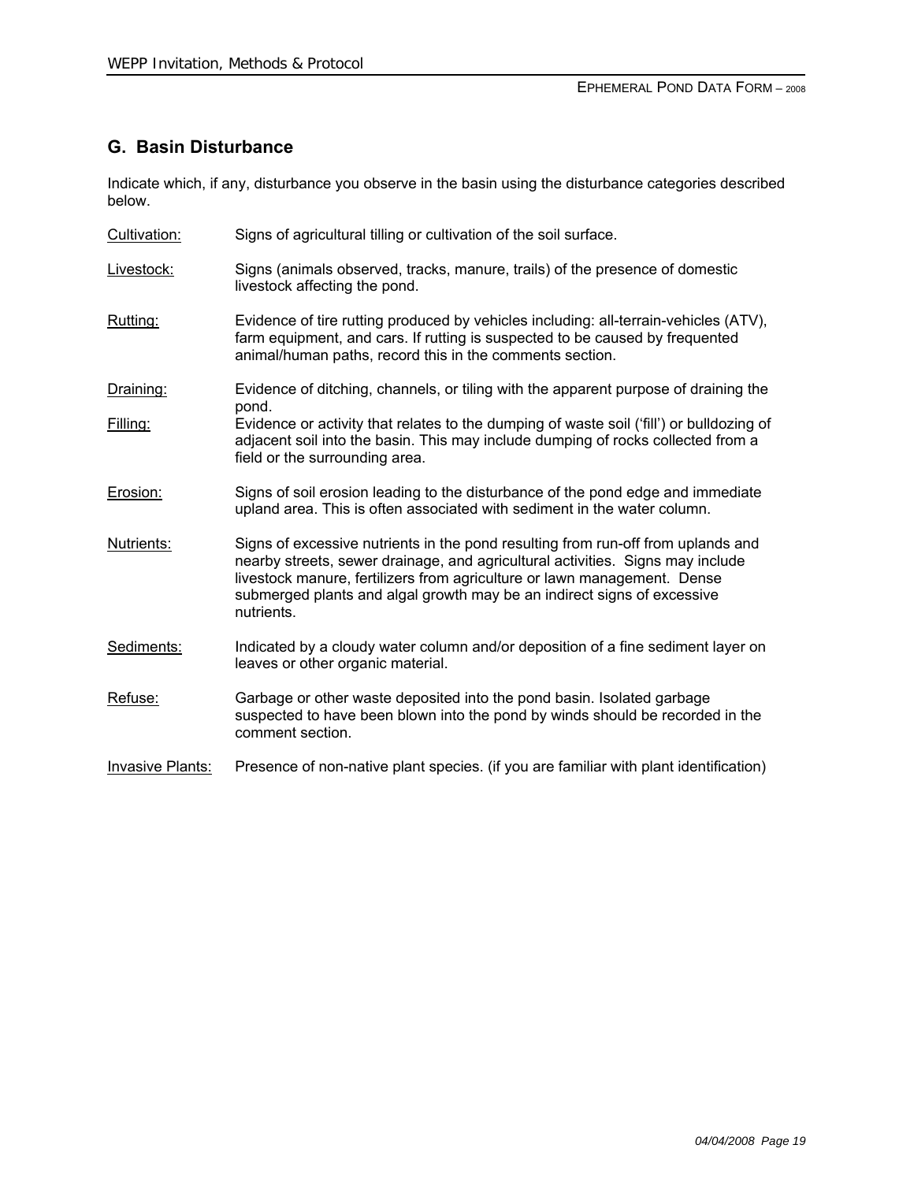## G. Basin Disturbance

Indicate which, if any, disturbance you observe in the basin using the disturbance categories described below.

Cultivation: Signs of agricultural tilling or cultivation of the soil surface.

Livestock: Signs (animals observed, tracks, manure, trails) of the presence of domestic livestock affecting the pond.

Rutting: Evidence of tire rutting produced by vehicles including: all-terrain-vehicles (ATV), farm equipment, and cars. If rutting is suspected to be caused by frequented animal/human paths, record this in the comments section.

Draining: Evidence of ditching, channels, or tiling with the apparent purpose of draining the pond.

Filling: Evidence or activity that relates to the dumping of waste soil ('fill') or bulldozing of adjacent soil into the basin. This may include dumping of rocks collected from a field or the surrounding area.

Erosion: Signs of soil erosion leading to the disturbance of the pond edge and immediate upland area. This is often associated with sediment in the water column.

Nutrients: Signs of excessive nutrients in the pond resulting from run-off from uplands and nearby streets, sewer drainage, and agricultural activities. Signs may include livestock manure, fertilizers from agriculture or lawn management. Dense submerged plants and algal growth may be an indirect signs of excessive nutrients.

Sediments: Indicated by a cloudy water column and/or deposition of a fine sediment layer on leaves or other organic material.

Refuse: Garbage or other waste deposited into the pond basin. Isolated garbage suspected to have been blown into the pond by winds should be recorded in the comment section.

Invasive Plants: Presence of non-native plant species. (if you are familiar with plant identification)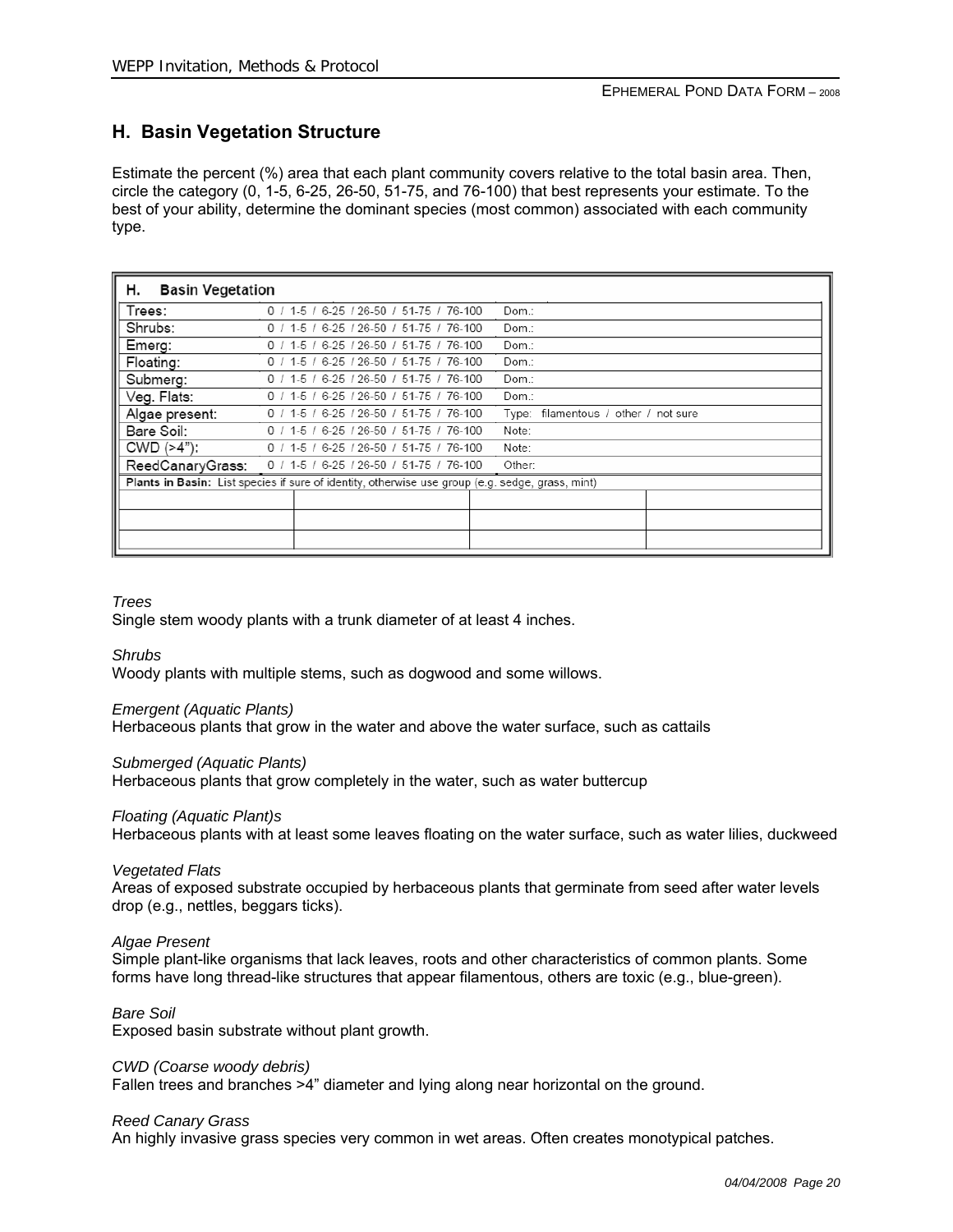## H. Basin Vegetation Structure

Estimate the percent (%) area that each plant community covers relative to the total basin area. Then, circle the category (0, 1-5, 6-25, 26-50, 51-75, and 76-100) that best represents your estimate. To the best of your ability, determine the dominant species (most common) associated with each community type.

| H. Basin Vegetation | | |
|---|---|---|
| Trees: | 0 / 1-5 / 6-25 / 26-50 / 51-75 / 76-100 | Dom.: |
| Shrubs: | 0 / 1-5 / 6-25 / 26-50 / 51-75 / 76-100 | Dom.: |
| Emerg: | 0 / 1-5 / 6-25 / 26-50 / 51-75 / 76-100 | Dom.: |
| Floating: | 0 / 1-5 / 6-25 / 26-50 / 51-75 / 76-100 | Dom.: |
| Submerg: | 0 / 1-5 / 6-25 / 26-50 / 51-75 / 76-100 | Dom.: |
| Veg. Flats: | 0 / 1-5 / 6-25 / 26-50 / 51-75 / 76-100 | Dom.: |
| Algae present: | 0 / 1-5 / 6-25 / 26-50 / 51-75 / 76-100 | Type: filamentous / other / not sure |
| Bare Soil: | 0 / 1-5 / 6-25 / 26-50 / 51-75 / 76-100 | Note: |
| CWD (>4"): | 0 / 1-5 / 6-25 / 26-50 / 51-75 / 76-100 | Note: |
| ReedCanaryGrass: | 0 / 1-5 / 6-25 / 26-50 / 51-75 / 76-100 | Other: |

| **Plants in Basin:** List species if sure of identity, otherwise use group (e.g. sedge, grass, mint) | | | |
|---|---|---|---|
| | | | |
| | | | |
| | | | |

*Trees*
Single stem woody plants with a trunk diameter of at least 4 inches.

*Shrubs*
Woody plants with multiple stems, such as dogwood and some willows.

*Emergent (Aquatic Plants)*
Herbaceous plants that grow in the water and above the water surface, such as cattails

*Submerged (Aquatic Plants)*
Herbaceous plants that grow completely in the water, such as water buttercup

*Floating (Aquatic Plant)s*
Herbaceous plants with at least some leaves floating on the water surface, such as water lilies, duckweed

*Vegetated Flats*
Areas of exposed substrate occupied by herbaceous plants that germinate from seed after water levels drop (e.g., nettles, beggars ticks).

*Algae Present*
Simple plant-like organisms that lack leaves, roots and other characteristics of common plants. Some forms have long thread-like structures that appear filamentous, others are toxic (e.g., blue-green).

*Bare Soil*
Exposed basin substrate without plant growth.

*CWD (Coarse woody debris)*
Fallen trees and branches >4" diameter and lying along near horizontal on the ground.

*Reed Canary Grass*
An highly invasive grass species very common in wet areas. Often creates monotypical patches.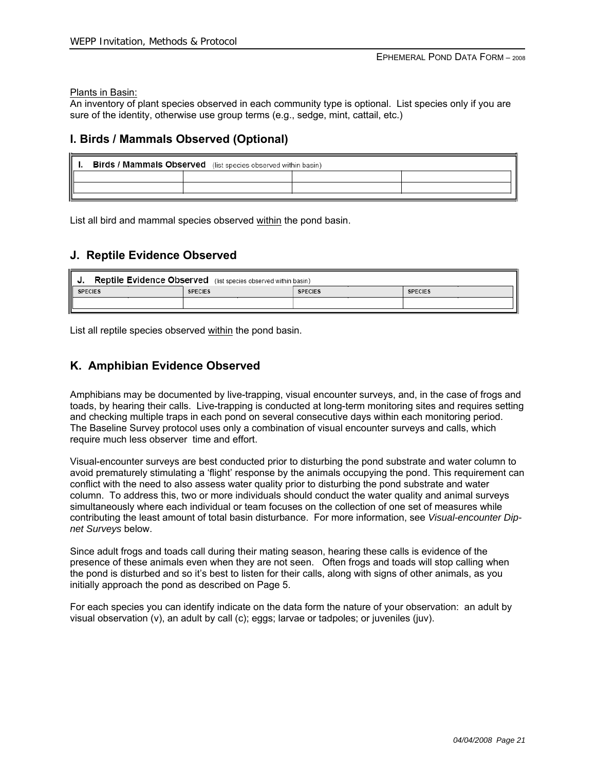Plants in Basin:
An inventory of plant species observed in each community type is optional. List species only if you are sure of the identity, otherwise use group terms (e.g., sedge, mint, cattail, etc.)

## I. Birds / Mammals Observed (Optional)

| **I. Birds / Mammals Observed** (list species observed within basin) | | | |
|---|---|---|---|
| | | | |
| | | | |

List all bird and mammal species observed within the pond basin.

## J. Reptile Evidence Observed

| **J. Reptile Evidence Observed** (list species observed within basin) | | | |
|---|---|---|---|
| SPECIES | SPECIES | SPECIES | SPECIES |
| | | | |

List all reptile species observed within the pond basin.

## K. Amphibian Evidence Observed

Amphibians may be documented by live-trapping, visual encounter surveys, and, in the case of frogs and toads, by hearing their calls. Live-trapping is conducted at long-term monitoring sites and requires setting and checking multiple traps in each pond on several consecutive days within each monitoring period. The Baseline Survey protocol uses only a combination of visual encounter surveys and calls, which require much less observer time and effort.

Visual-encounter surveys are best conducted prior to disturbing the pond substrate and water column to avoid prematurely stimulating a 'flight' response by the animals occupying the pond. This requirement can conflict with the need to also assess water quality prior to disturbing the pond substrate and water column. To address this, two or more individuals should conduct the water quality and animal surveys simultaneously where each individual or team focuses on the collection of one set of measures while contributing the least amount of total basin disturbance. For more information, see *Visual-encounter Dip-net Surveys* below.

Since adult frogs and toads call during their mating season, hearing these calls is evidence of the presence of these animals even when they are not seen. Often frogs and toads will stop calling when the pond is disturbed and so it's best to listen for their calls, along with signs of other animals, as you initially approach the pond as described on Page 5.

For each species you can identify indicate on the data form the nature of your observation: an adult by visual observation (v), an adult by call (c); eggs; larvae or tadpoles; or juveniles (juv).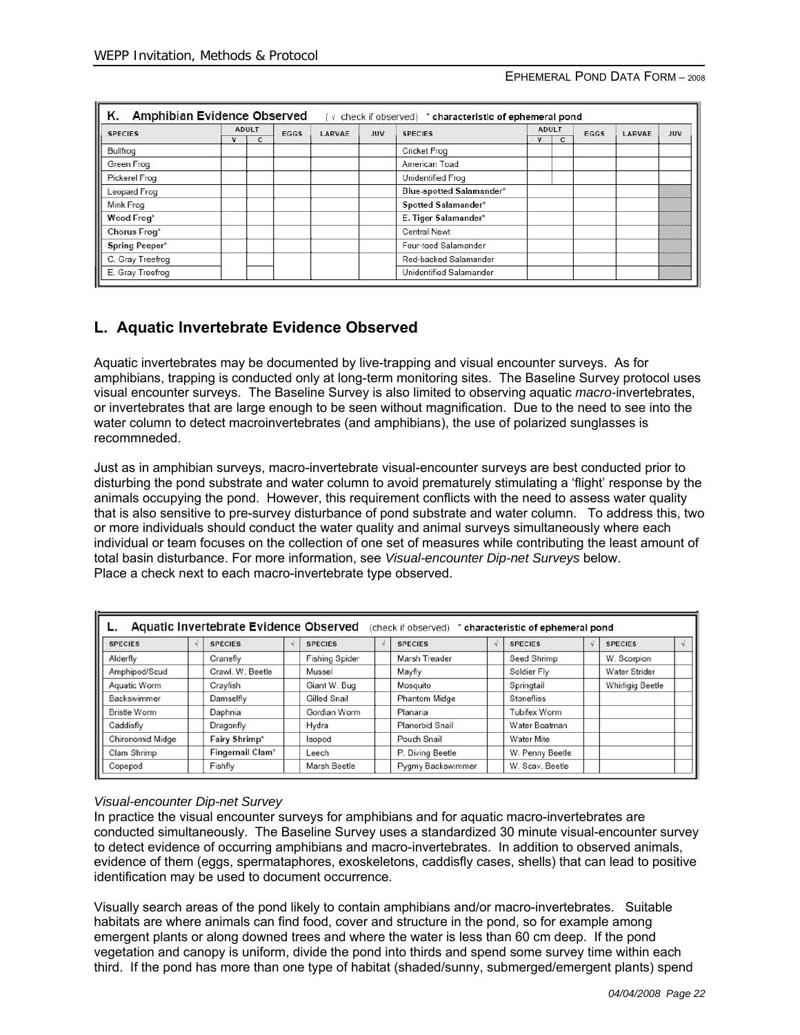**K. Amphibian Evidence Observed** ( √ check if observed) \* **characteristic of ephemeral pond**

| SPECIES | ADULT | | EGGS | LARVAE | JUV | SPECIES | ADULT | | EGGS | LARVAE | JUV |
|---|---|---|---|---|---|---|---|---|---|---|---|
| | V | C | | | | | V | C | | | |
| Bullfrog | | | | | | Cricket Frog | | | | | |
| Green Frog | | | | | | American Toad | | | | | |
| Pickerel Frog | | | | | | Unidentified Frog | | | | | |
| Leopard Frog | | | | | | **Blue-spotted Salamander\*** | | | | | |
| Mink Frog | | | | | | **Spotted Salamander\*** | | | | | |
| **Wood Frog\*** | | | | | | **E. Tiger Salamander\*** | | | | | |
| **Chorus Frog\*** | | | | | | Central Newt | | | | | |
| **Spring Peeper\*** | | | | | | Four-toed Salamander | | | | | |
| C. Gray Treefrog | | | | | | Red-backed Salamander | | | | | |
| E. Gray Treefrog | | | | | | Unidentified Salamander | | | | | |

## L. Aquatic Invertebrate Evidence Observed

Aquatic invertebrates may be documented by live-trapping and visual encounter surveys. As for amphibians, trapping is conducted only at long-term monitoring sites. The Baseline Survey protocol uses visual encounter surveys. The Baseline Survey is also limited to observing aquatic *macro*-invertebrates, or invertebrates that are large enough to be seen without magnification. Due to the need to see into the water column to detect macroinvertebrates (and amphibians), the use of polarized sunglasses is recommneded.

Just as in amphibian surveys, macro-invertebrate visual-encounter surveys are best conducted prior to disturbing the pond substrate and water column to avoid prematurely stimulating a 'flight' response by the animals occupying the pond. However, this requirement conflicts with the need to assess water quality that is also sensitive to pre-survey disturbance of pond substrate and water column. To address this, two or more individuals should conduct the water quality and animal surveys simultaneously where each individual or team focuses on the collection of one set of measures while contributing the least amount of total basin disturbance. For more information, see *Visual-encounter Dip-net Surveys* below.
Place a check next to each macro-invertebrate type observed.

**L. Aquatic Invertebrate Evidence Observed** (check if observed) \* **characteristic of ephemeral pond**

| SPECIES | √ | SPECIES | √ | SPECIES | √ | SPECIES | √ | SPECIES | √ | SPECIES | √ |
|---|---|---|---|---|---|---|---|---|---|---|---|
| Alderfly | | Cranefly | | Fishing Spider | | Marsh Treader | | Seed Shrimp | | W. Scorpion | |
| Amphipod/Scud | | Crawl. W. Beetle | | Mussel | | Mayfly | | Soldier Fly | | Water Strider | |
| Aquatic Worm | | Crayfish | | Giant W. Bug | | Mosquito | | Springtail | | Whirligig Beetle | |
| Backswimmer | | Damselfly | | Gilled Snail | | Phantom Midge | | Stoneflies | | | |
| Bristle Worm | | Daphnia | | Gordian Worm | | Planaria | | Tubifex Worm | | | |
| Caddisfly | | Dragonfly | | Hydra | | Planorbid Snail | | Water Boatman | | | |
| Chironomid Midge | | **Fairy Shrimp\*** | | Isopod | | Pouch Snail | | Water Mite | | | |
| Clam Shrimp | | **Fingernail Clam\*** | | Leech | | P. Diving Beetle | | W. Penny Beetle | | | |
| Copepod | | Fishfly | | Marsh Beetle | | Pygmy Backswimmer | | W. Scav. Beetle | | | |

*Visual-encounter Dip-net Survey*

In practice the visual encounter surveys for amphibians and for aquatic macro-invertebrates are conducted simultaneously. The Baseline Survey uses a standardized 30 minute visual-encounter survey to detect evidence of occurring amphibians and macro-invertebrates. In addition to observed animals, evidence of them (eggs, spermataphores, exoskeletons, caddisfly cases, shells) that can lead to positive identification may be used to document occurrence.

Visually search areas of the pond likely to contain amphibians and/or macro-invertebrates. Suitable habitats are where animals can find food, cover and structure in the pond, so for example among emergent plants or along downed trees and where the water is less than 60 cm deep. If the pond vegetation and canopy is uniform, divide the pond into thirds and spend some survey time within each third. If the pond has more than one type of habitat (shaded/sunny, submerged/emergent plants) spend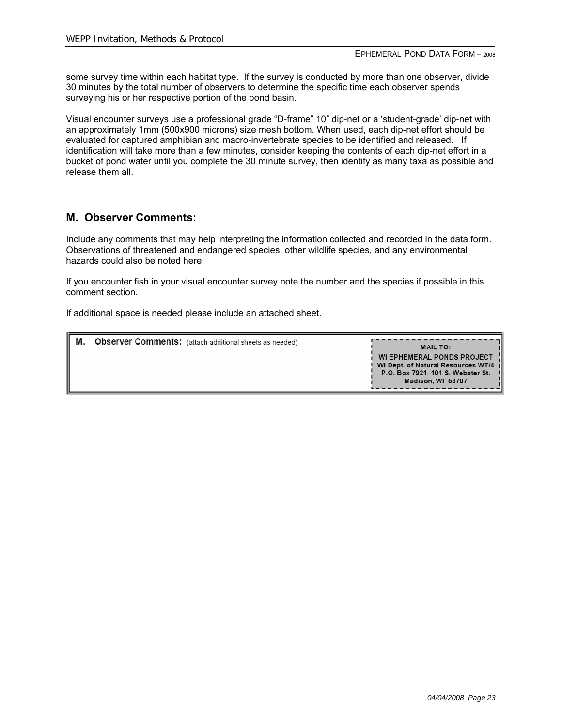some survey time within each habitat type. If the survey is conducted by more than one observer, divide 30 minutes by the total number of observers to determine the specific time each observer spends surveying his or her respective portion of the pond basin.

Visual encounter surveys use a professional grade "D-frame" 10" dip-net or a 'student-grade' dip-net with an approximately 1mm (500x900 microns) size mesh bottom. When used, each dip-net effort should be evaluated for captured amphibian and macro-invertebrate species to be identified and released. If identification will take more than a few minutes, consider keeping the contents of each dip-net effort in a bucket of pond water until you complete the 30 minute survey, then identify as many taxa as possible and release them all.

## M. Observer Comments:

Include any comments that may help interpreting the information collected and recorded in the data form. Observations of threatened and endangered species, other wildlife species, and any environmental hazards could also be noted here.

If you encounter fish in your visual encounter survey note the number and the species if possible in this comment section.

If additional space is needed please include an attached sheet.

| **M. Observer Comments:** (attach additional sheets as needed) | **MAIL TO:** **WI EPHEMERAL PONDS PROJECT** WI Dept. of Natural Resources WT/4 P.O. Box 7921, 101 S. Webster St. Madison, WI 53707 |
| --- | --- |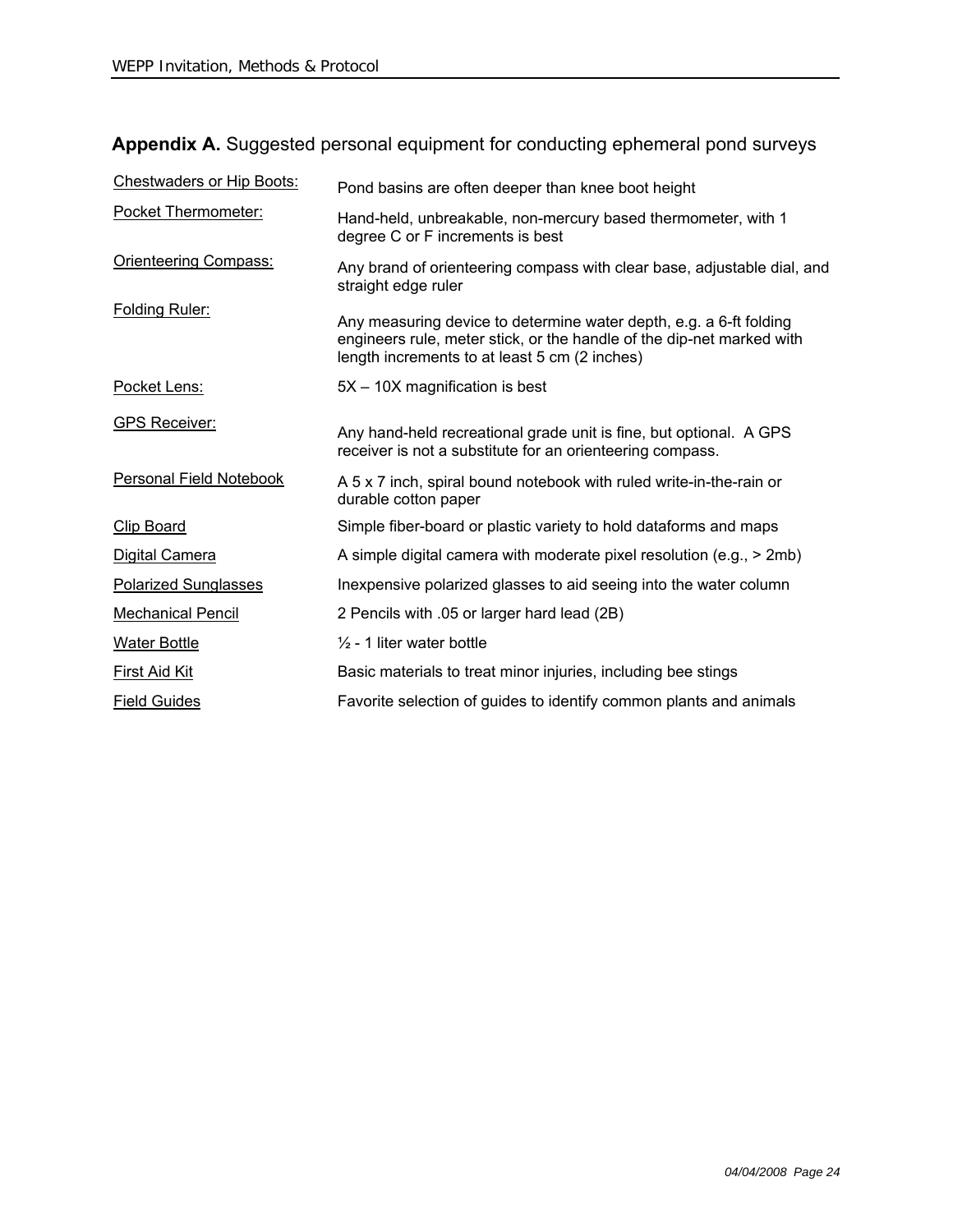**Appendix A.** Suggested personal equipment for conducting ephemeral pond surveys

| | |
|---|---|
| Chestwaders or Hip Boots: | Pond basins are often deeper than knee boot height |
| Pocket Thermometer: | Hand-held, unbreakable, non-mercury based thermometer, with 1 degree C or F increments is best |
| Orienteering Compass: | Any brand of orienteering compass with clear base, adjustable dial, and straight edge ruler |
| Folding Ruler: | Any measuring device to determine water depth, e.g. a 6-ft folding engineers rule, meter stick, or the handle of the dip-net marked with length increments to at least 5 cm (2 inches) |
| Pocket Lens: | 5X – 10X magnification is best |
| GPS Receiver: | Any hand-held recreational grade unit is fine, but optional. A GPS receiver is not a substitute for an orienteering compass. |
| Personal Field Notebook | A 5 x 7 inch, spiral bound notebook with ruled write-in-the-rain or durable cotton paper |
| Clip Board | Simple fiber-board or plastic variety to hold dataforms and maps |
| Digital Camera | A simple digital camera with moderate pixel resolution (e.g., > 2mb) |
| Polarized Sunglasses | Inexpensive polarized glasses to aid seeing into the water column |
| Mechanical Pencil | 2 Pencils with .05 or larger hard lead (2B) |
| Water Bottle | ½ - 1 liter water bottle |
| First Aid Kit | Basic materials to treat minor injuries, including bee stings |
| Field Guides | Favorite selection of guides to identify common plants and animals |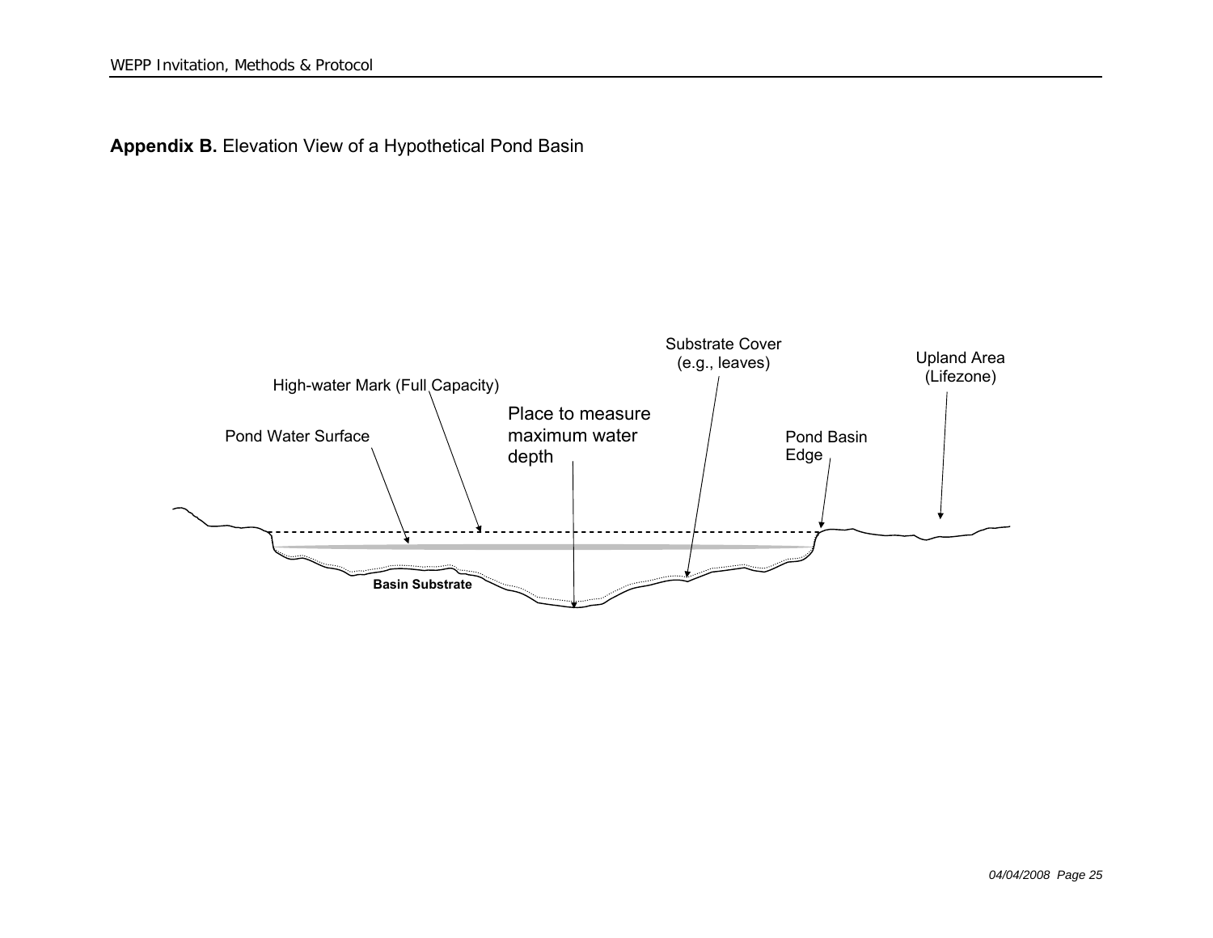**Appendix B.** Elevation View of a Hypothetical Pond Basin

Substrate Cover (e.g., leaves)

Upland Area (Lifezone)

High-water Mark (Full Capacity)

Place to measure maximum water depth

Pond Water Surface

Pond Basin Edge

**Basin Substrate**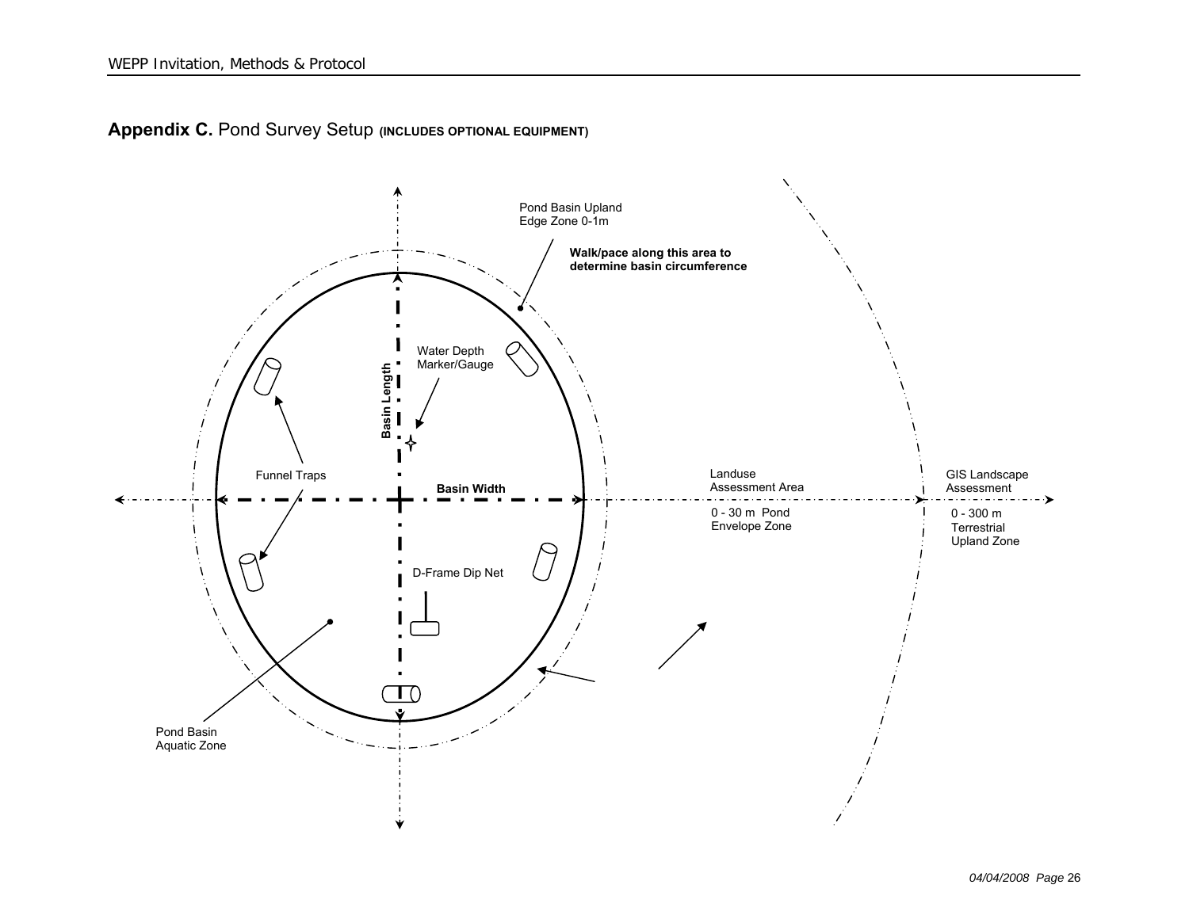## **Appendix C.** Pond Survey Setup **(INCLUDES OPTIONAL EQUIPMENT)**

Pond Basin Upland Edge Zone 0-1m

**Walk/pace along this area to determine basin circumference**

Water Depth Marker/Gauge

Basin Length

Funnel Traps

Basin Width

Landuse Assessment Area

0 - 30 m Pond Envelope Zone

GIS Landscape Assessment

0 - 300 m Terrestrial Upland Zone

D-Frame Dip Net

Pond Basin Aquatic Zone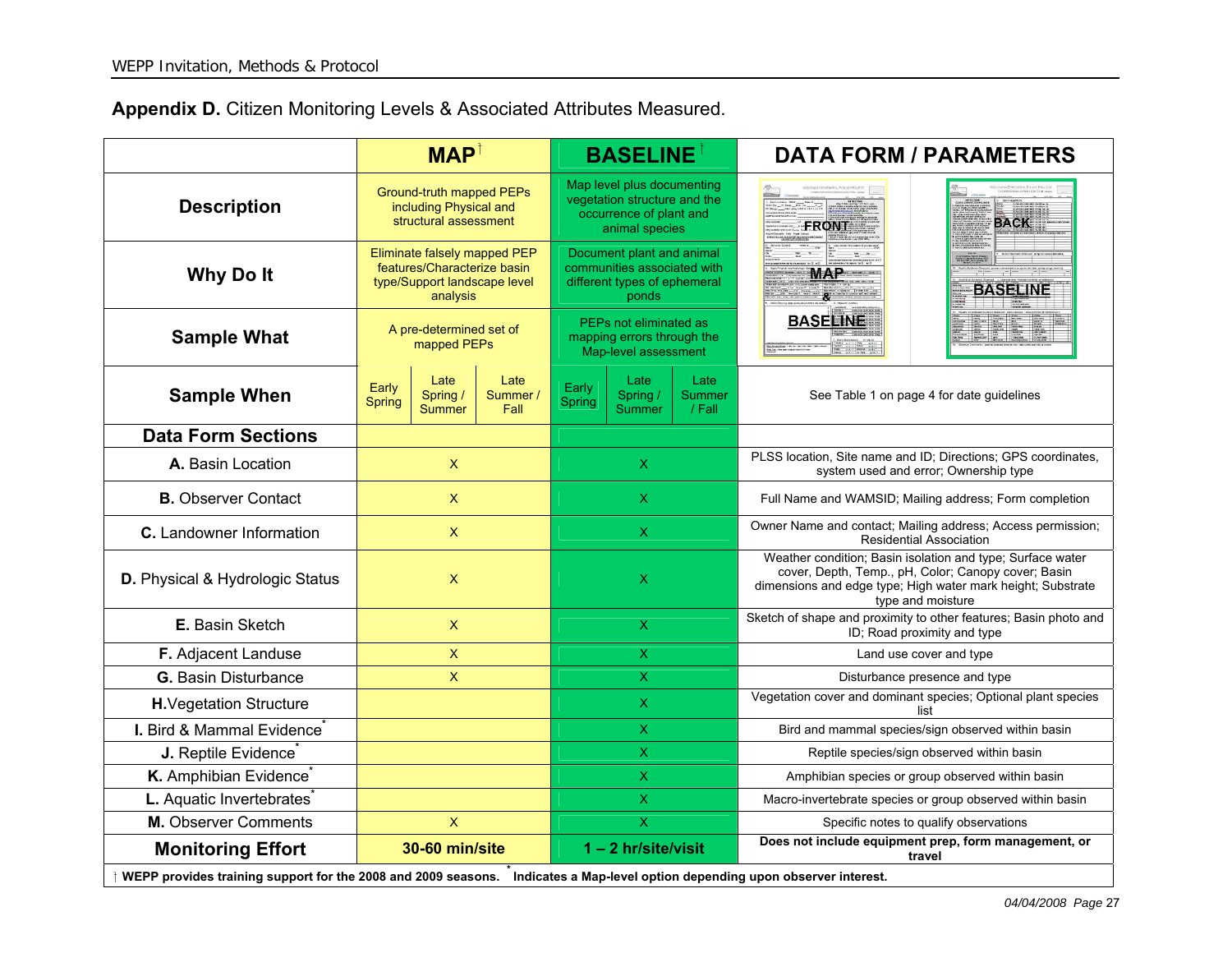**Appendix D.** Citizen Monitoring Levels & Associated Attributes Measured.

| | MAP † | | | BASELINE † | | | DATA FORM / PARAMETERS |
|---|---|---|---|---|---|---|---|
| **Description** | Ground-truth mapped PEPs including Physical and structural assessment | | | Map level plus documenting vegetation structure and the occurrence of plant and animal species | | | FRONT MAP & BASELINE / BACK BASELINE |
| **Why Do It** | Eliminate falsely mapped PEP features/Characterize basin type/Support landscape level analysis | | | Document plant and animal communities associated with different types of ephemeral ponds | | | |
| **Sample What** | A pre-determined set of mapped PEPs | | | PEPs not eliminated as mapping errors through the Map-level assessment | | | |
| **Sample When** | Early Spring | Late Spring / Summer | Late Summer / Fall | Early Spring | Late Spring / Summer | Late Summer / Fall | See Table 1 on page 4 for date guidelines |
| **Data Form Sections** | | | | | | | |
| **A.** Basin Location | X | | | X | | | PLSS location, Site name and ID; Directions; GPS coordinates, system used and error; Ownership type |
| **B.** Observer Contact | X | | | X | | | Full Name and WAMSID; Mailing address; Form completion |
| **C.** Landowner Information | X | | | X | | | Owner Name and contact; Mailing address; Access permission; Residential Association |
| **D.** Physical & Hydrologic Status | X | | | X | | | Weather condition; Basin isolation and type; Surface water cover, Depth, Temp., pH, Color; Canopy cover; Basin dimensions and edge type; High water mark height; Substrate type and moisture |
| **E.** Basin Sketch | X | | | X | | | Sketch of shape and proximity to other features; Basin photo and ID; Road proximity and type |
| **F.** Adjacent Landuse | X | | | X | | | Land use cover and type |
| **G.** Basin Disturbance | X | | | X | | | Disturbance presence and type |
| **H.** Vegetation Structure | | | | X | | | Vegetation cover and dominant species; Optional plant species list |
| **I.** Bird & Mammal Evidence* | | | | X | | | Bird and mammal species/sign observed within basin |
| **J.** Reptile Evidence* | | | | X | | | Reptile species/sign observed within basin |
| **K.** Amphibian Evidence* | | | | X | | | Amphibian species or group observed within basin |
| **L.** Aquatic Invertebrates* | | | | X | | | Macro-invertebrate species or group observed within basin |
| **M.** Observer Comments | X | | | X | | | Specific notes to qualify observations |
| **Monitoring Effort** | **30-60 min/site** | | | **1 – 2 hr/site/visit** | | | **Does not include equipment prep, form management, or travel** |

† **WEPP provides training support for the 2008 and 2009 seasons.** * **Indicates a Map-level option depending upon observer interest.**

*04/04/2008*